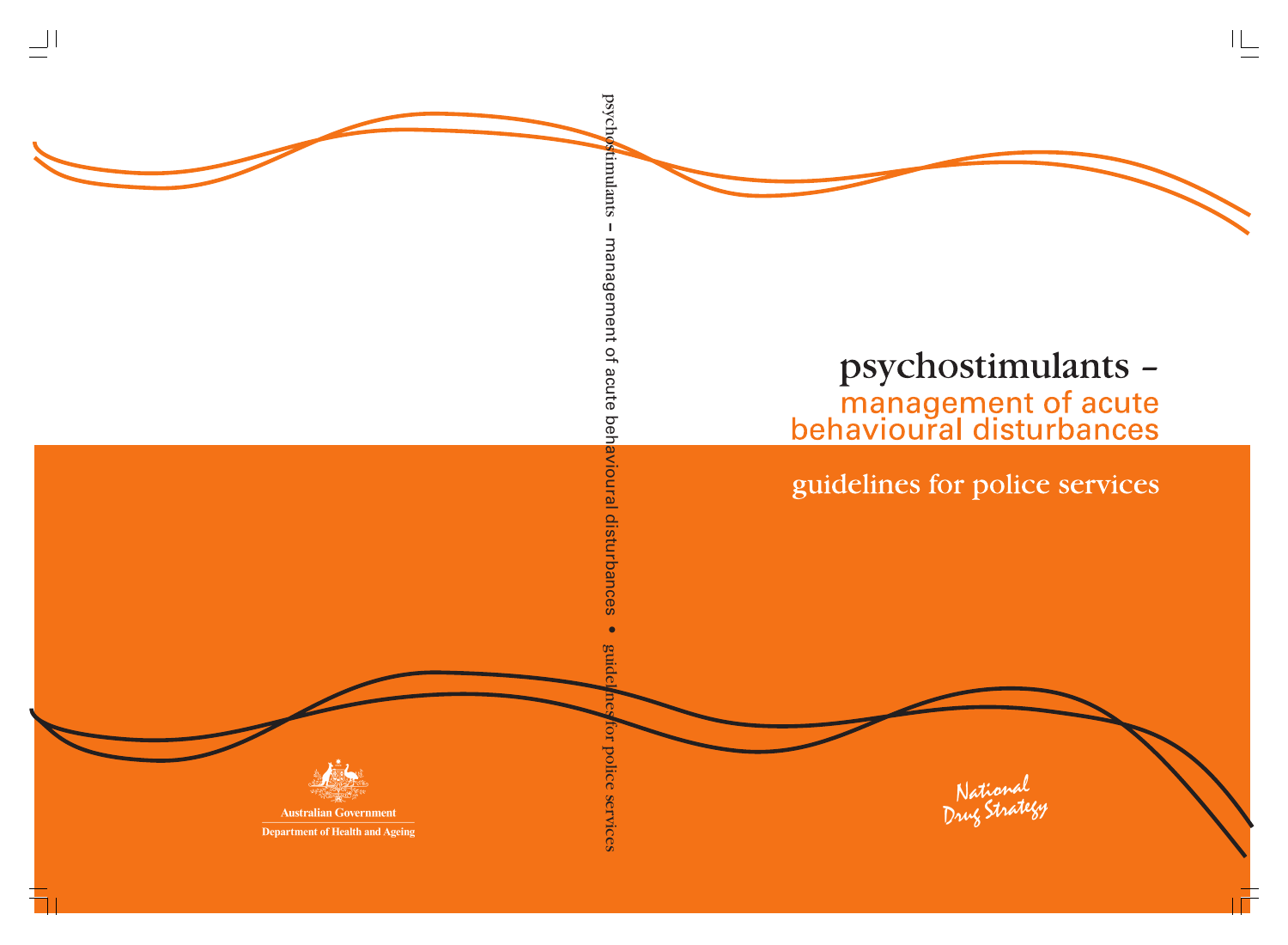# psychostimulants – management of acute behavioural disturbances

## guidelines for police services

psychostimulants – management of acute behavioural disturbances • guidelines for police services

Australian Government

Department of Health and Ageing

National Drug Strategy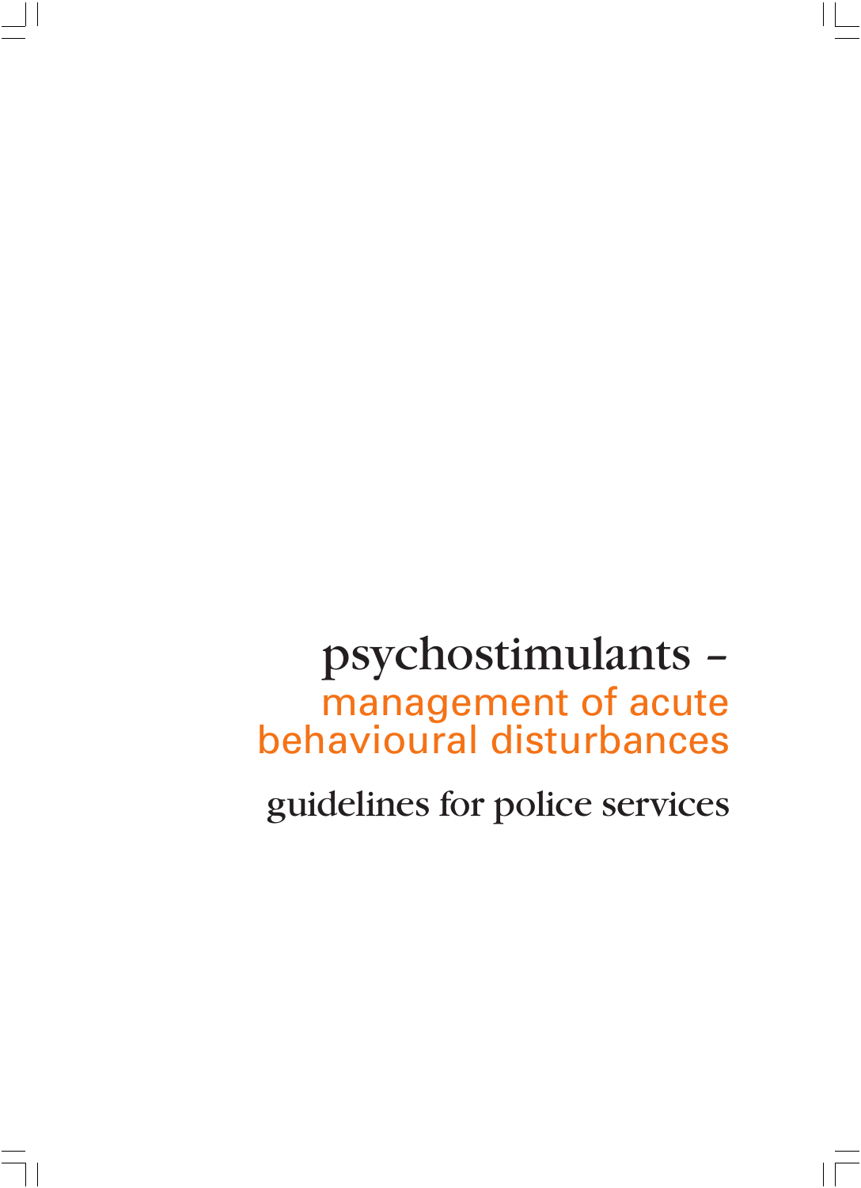# psychostimulants – management of acute behavioural disturbances

## guidelines for police services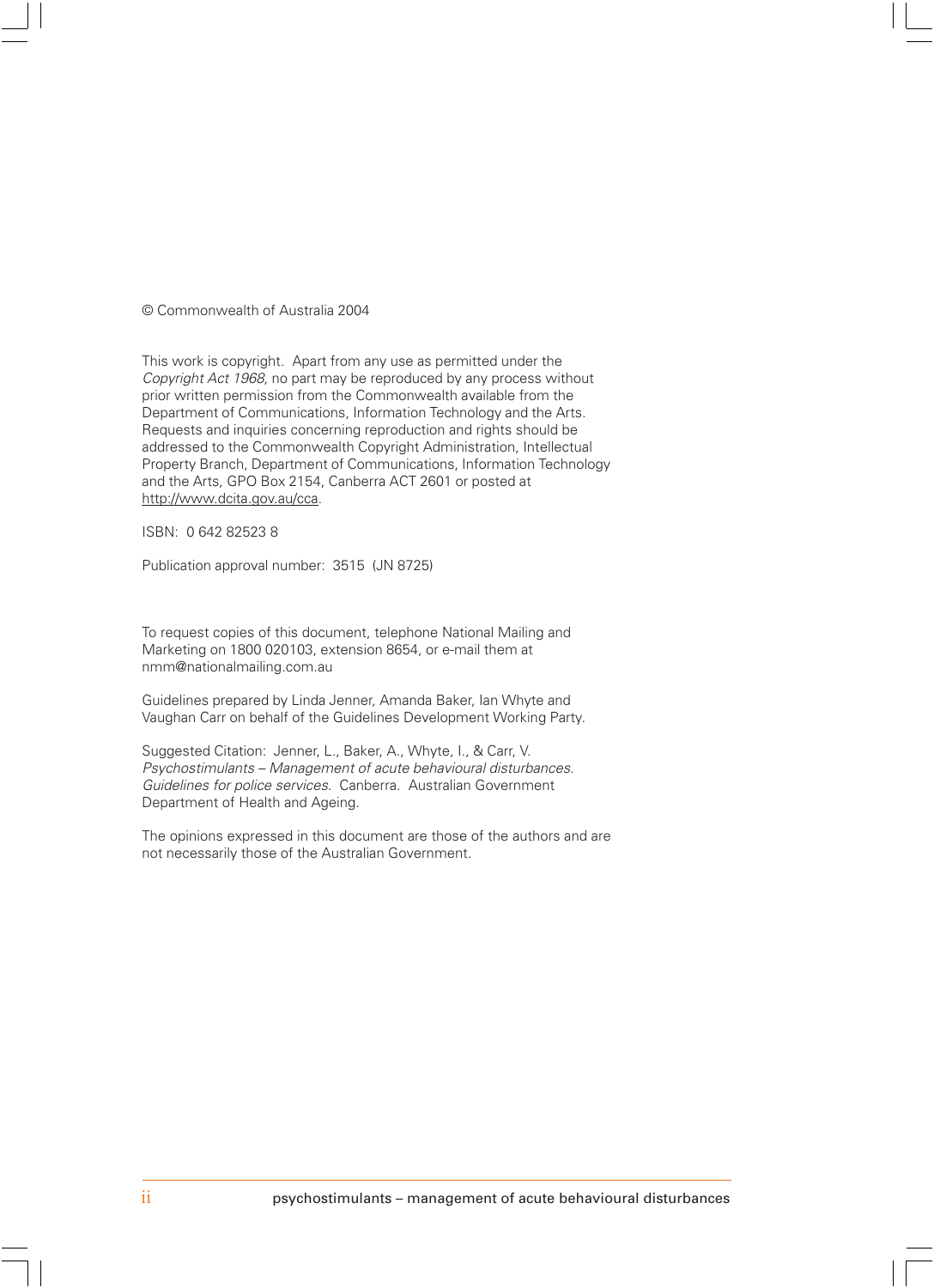© Commonwealth of Australia 2004

This work is copyright. Apart from any use as permitted under the *Copyright Act 1968*, no part may be reproduced by any process without prior written permission from the Commonwealth available from the Department of Communications, Information Technology and the Arts. Requests and inquiries concerning reproduction and rights should be addressed to the Commonwealth Copyright Administration, Intellectual Property Branch, Department of Communications, Information Technology and the Arts, GPO Box 2154, Canberra ACT 2601 or posted at http://www.dcita.gov.au/cca.

ISBN: 0 642 82523 8

Publication approval number: 3515 (JN 8725)

To request copies of this document, telephone National Mailing and Marketing on 1800 020103, extension 8654, or e-mail them at nmm@nationalmailing.com.au

Guidelines prepared by Linda Jenner, Amanda Baker, Ian Whyte and Vaughan Carr on behalf of the Guidelines Development Working Party.

Suggested Citation: Jenner, L., Baker, A., Whyte, I., & Carr, V. *Psychostimulants – Management of acute behavioural disturbances. Guidelines for police services*. Canberra. Australian Government Department of Health and Ageing.

The opinions expressed in this document are those of the authors and are not necessarily those of the Australian Government.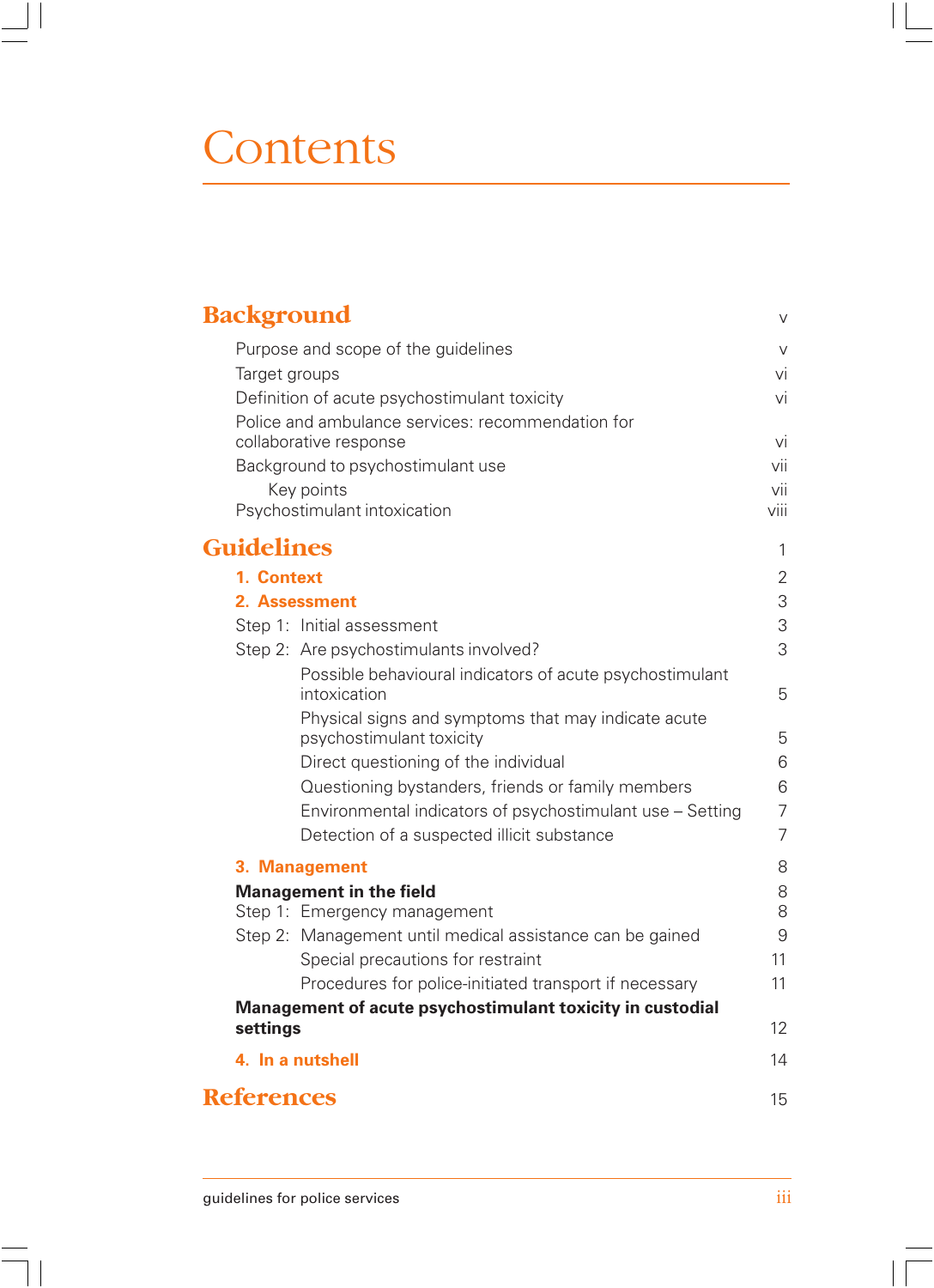# Contents

## Background — v

- Purpose and scope of the guidelines — v
- Target groups — vi
- Definition of acute psychostimulant toxicity — vi
- Police and ambulance services: recommendation for collaborative response — vi
- Background to psychostimulant use — vii
  - Key points — vii
- Psychostimulant intoxication — viii

## Guidelines — 1

**1. Context** — 2

**2. Assessment** — 3

- Step 1: Initial assessment — 3
- Step 2: Are psychostimulants involved? — 3
  - Possible behavioural indicators of acute psychostimulant intoxication — 5
  - Physical signs and symptoms that may indicate acute psychostimulant toxicity — 5
  - Direct questioning of the individual — 6
  - Questioning bystanders, friends or family members — 6
  - Environmental indicators of psychostimulant use – Setting — 7
  - Detection of a suspected illicit substance — 7

**3. Management** — 8

**Management in the field** — 8

- Step 1: Emergency management — 8
- Step 2: Management until medical assistance can be gained — 9
  - Special precautions for restraint — 11
  - Procedures for police-initiated transport if necessary — 11

**Management of acute psychostimulant toxicity in custodial settings** — 12

**4. In a nutshell** — 14

## References — 15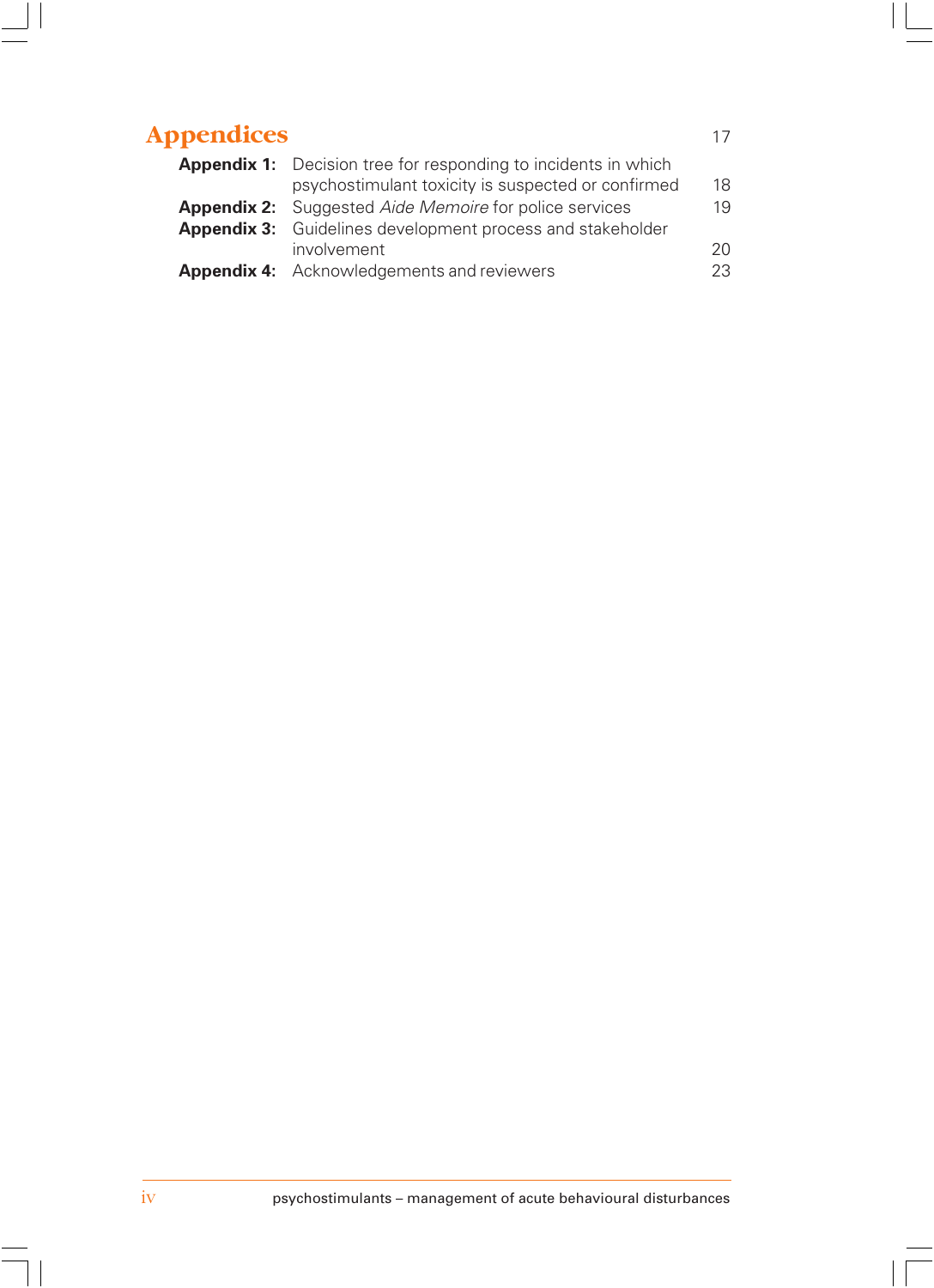# Appendices 17

**Appendix 1:** Decision tree for responding to incidents in which psychostimulant toxicity is suspected or confirmed 18

**Appendix 2:** Suggested *Aide Memoire* for police services 19

**Appendix 3:** Guidelines development process and stakeholder involvement 20

**Appendix 4:** Acknowledgements and reviewers 23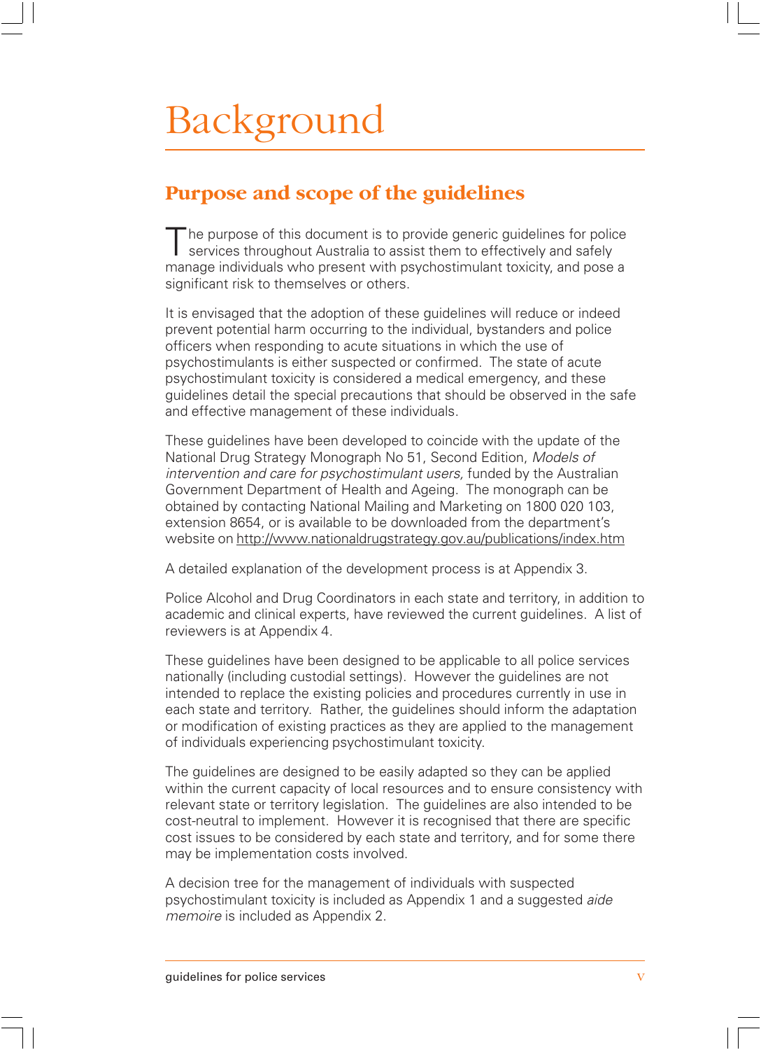# Background

## Purpose and scope of the guidelines

The purpose of this document is to provide generic guidelines for police services throughout Australia to assist them to effectively and safely manage individuals who present with psychostimulant toxicity, and pose a significant risk to themselves or others.

It is envisaged that the adoption of these guidelines will reduce or indeed prevent potential harm occurring to the individual, bystanders and police officers when responding to acute situations in which the use of psychostimulants is either suspected or confirmed. The state of acute psychostimulant toxicity is considered a medical emergency, and these guidelines detail the special precautions that should be observed in the safe and effective management of these individuals.

These guidelines have been developed to coincide with the update of the National Drug Strategy Monograph No 51, Second Edition, *Models of intervention and care for psychostimulant users,* funded by the Australian Government Department of Health and Ageing. The monograph can be obtained by contacting National Mailing and Marketing on 1800 020 103, extension 8654, or is available to be downloaded from the department's website on http://www.nationaldrugstrategy.gov.au/publications/index.htm

A detailed explanation of the development process is at Appendix 3.

Police Alcohol and Drug Coordinators in each state and territory, in addition to academic and clinical experts, have reviewed the current guidelines. A list of reviewers is at Appendix 4.

These guidelines have been designed to be applicable to all police services nationally (including custodial settings). However the guidelines are not intended to replace the existing policies and procedures currently in use in each state and territory. Rather, the guidelines should inform the adaptation or modification of existing practices as they are applied to the management of individuals experiencing psychostimulant toxicity.

The guidelines are designed to be easily adapted so they can be applied within the current capacity of local resources and to ensure consistency with relevant state or territory legislation. The guidelines are also intended to be cost-neutral to implement. However it is recognised that there are specific cost issues to be considered by each state and territory, and for some there may be implementation costs involved.

A decision tree for the management of individuals with suspected psychostimulant toxicity is included as Appendix 1 and a suggested *aide memoire* is included as Appendix 2.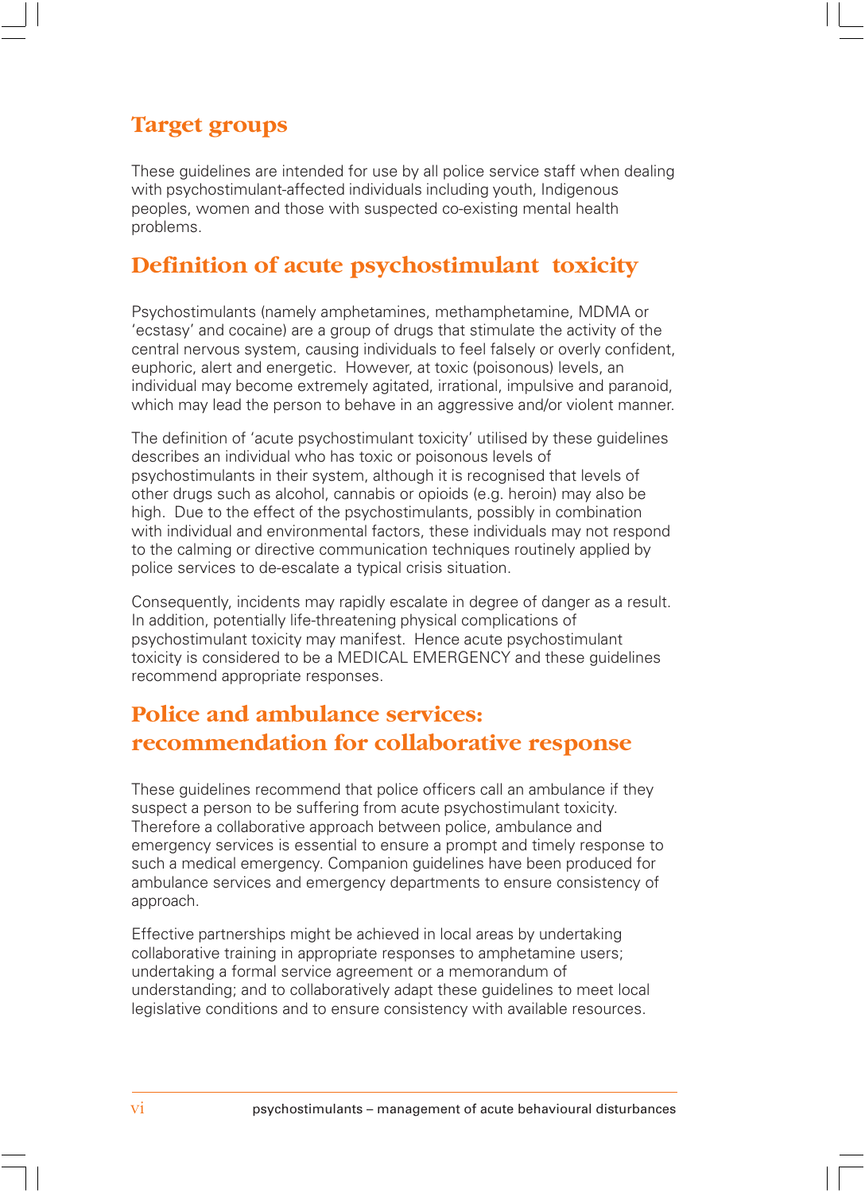## Target groups

These guidelines are intended for use by all police service staff when dealing with psychostimulant-affected individuals including youth, Indigenous peoples, women and those with suspected co-existing mental health problems.

## Definition of acute psychostimulant toxicity

Psychostimulants (namely amphetamines, methamphetamine, MDMA or 'ecstasy' and cocaine) are a group of drugs that stimulate the activity of the central nervous system, causing individuals to feel falsely or overly confident, euphoric, alert and energetic. However, at toxic (poisonous) levels, an individual may become extremely agitated, irrational, impulsive and paranoid, which may lead the person to behave in an aggressive and/or violent manner.

The definition of 'acute psychostimulant toxicity' utilised by these guidelines describes an individual who has toxic or poisonous levels of psychostimulants in their system, although it is recognised that levels of other drugs such as alcohol, cannabis or opioids (e.g. heroin) may also be high. Due to the effect of the psychostimulants, possibly in combination with individual and environmental factors, these individuals may not respond to the calming or directive communication techniques routinely applied by police services to de-escalate a typical crisis situation.

Consequently, incidents may rapidly escalate in degree of danger as a result. In addition, potentially life-threatening physical complications of psychostimulant toxicity may manifest. Hence acute psychostimulant toxicity is considered to be a MEDICAL EMERGENCY and these guidelines recommend appropriate responses.

## Police and ambulance services: recommendation for collaborative response

These guidelines recommend that police officers call an ambulance if they suspect a person to be suffering from acute psychostimulant toxicity. Therefore a collaborative approach between police, ambulance and emergency services is essential to ensure a prompt and timely response to such a medical emergency. Companion guidelines have been produced for ambulance services and emergency departments to ensure consistency of approach.

Effective partnerships might be achieved in local areas by undertaking collaborative training in appropriate responses to amphetamine users; undertaking a formal service agreement or a memorandum of understanding; and to collaboratively adapt these guidelines to meet local legislative conditions and to ensure consistency with available resources.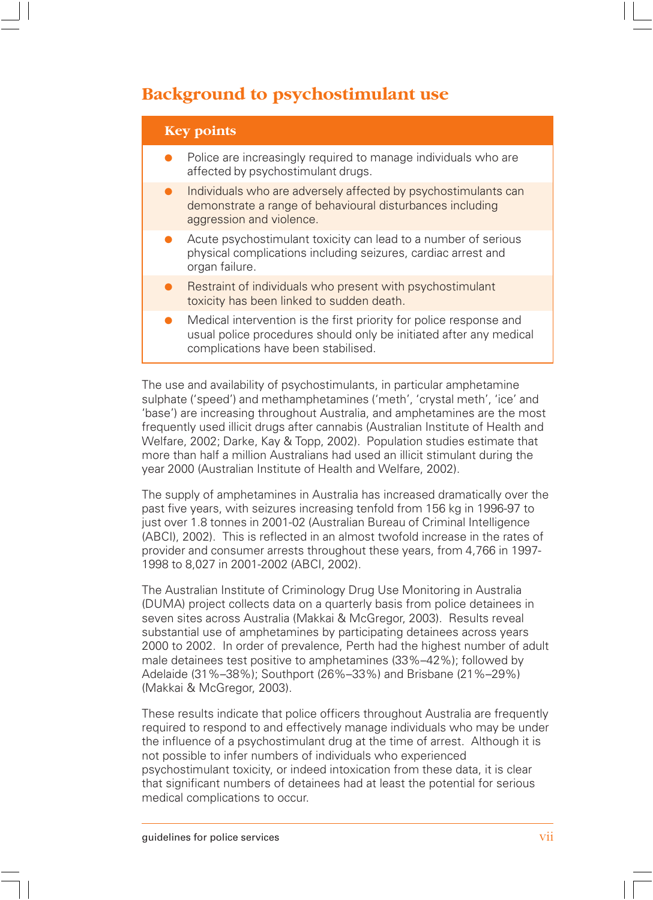# Background to psychostimulant use

## Key points

- Police are increasingly required to manage individuals who are affected by psychostimulant drugs.
- Individuals who are adversely affected by psychostimulants can demonstrate a range of behavioural disturbances including aggression and violence.
- Acute psychostimulant toxicity can lead to a number of serious physical complications including seizures, cardiac arrest and organ failure.
- Restraint of individuals who present with psychostimulant toxicity has been linked to sudden death.
- Medical intervention is the first priority for police response and usual police procedures should only be initiated after any medical complications have been stabilised.

The use and availability of psychostimulants, in particular amphetamine sulphate ('speed') and methamphetamines ('meth', 'crystal meth', 'ice' and 'base') are increasing throughout Australia, and amphetamines are the most frequently used illicit drugs after cannabis (Australian Institute of Health and Welfare, 2002; Darke, Kay & Topp, 2002). Population studies estimate that more than half a million Australians had used an illicit stimulant during the year 2000 (Australian Institute of Health and Welfare, 2002).

The supply of amphetamines in Australia has increased dramatically over the past five years, with seizures increasing tenfold from 156 kg in 1996-97 to just over 1.8 tonnes in 2001-02 (Australian Bureau of Criminal Intelligence (ABCI), 2002). This is reflected in an almost twofold increase in the rates of provider and consumer arrests throughout these years, from 4,766 in 1997-1998 to 8,027 in 2001-2002 (ABCI, 2002).

The Australian Institute of Criminology Drug Use Monitoring in Australia (DUMA) project collects data on a quarterly basis from police detainees in seven sites across Australia (Makkai & McGregor, 2003). Results reveal substantial use of amphetamines by participating detainees across years 2000 to 2002. In order of prevalence, Perth had the highest number of adult male detainees test positive to amphetamines (33%–42%); followed by Adelaide (31%–38%); Southport (26%–33%) and Brisbane (21%–29%) (Makkai & McGregor, 2003).

These results indicate that police officers throughout Australia are frequently required to respond to and effectively manage individuals who may be under the influence of a psychostimulant drug at the time of arrest. Although it is not possible to infer numbers of individuals who experienced psychostimulant toxicity, or indeed intoxication from these data, it is clear that significant numbers of detainees had at least the potential for serious medical complications to occur.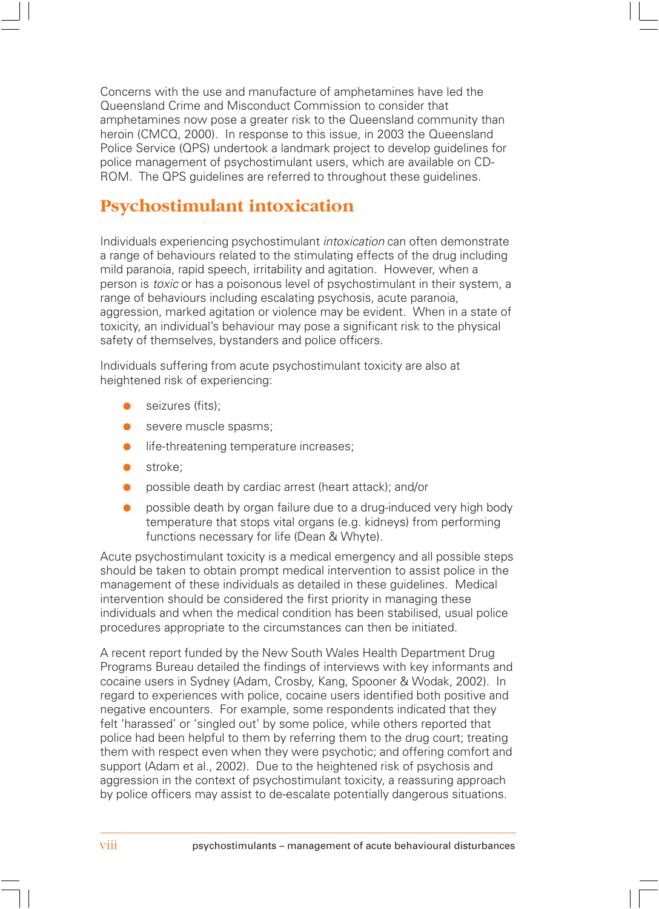Concerns with the use and manufacture of amphetamines have led the Queensland Crime and Misconduct Commission to consider that amphetamines now pose a greater risk to the Queensland community than heroin (CMCQ, 2000). In response to this issue, in 2003 the Queensland Police Service (QPS) undertook a landmark project to develop guidelines for police management of psychostimulant users, which are available on CD-ROM. The QPS guidelines are referred to throughout these guidelines.

## Psychostimulant intoxication

Individuals experiencing psychostimulant *intoxication* can often demonstrate a range of behaviours related to the stimulating effects of the drug including mild paranoia, rapid speech, irritability and agitation. However, when a person is *toxic* or has a poisonous level of psychostimulant in their system, a range of behaviours including escalating psychosis, acute paranoia, aggression, marked agitation or violence may be evident. When in a state of toxicity, an individual's behaviour may pose a significant risk to the physical safety of themselves, bystanders and police officers.

Individuals suffering from acute psychostimulant toxicity are also at heightened risk of experiencing:

- seizures (fits);
- severe muscle spasms;
- life-threatening temperature increases;
- stroke;
- possible death by cardiac arrest (heart attack); and/or
- possible death by organ failure due to a drug-induced very high body temperature that stops vital organs (e.g. kidneys) from performing functions necessary for life (Dean & Whyte).

Acute psychostimulant toxicity is a medical emergency and all possible steps should be taken to obtain prompt medical intervention to assist police in the management of these individuals as detailed in these guidelines. Medical intervention should be considered the first priority in managing these individuals and when the medical condition has been stabilised, usual police procedures appropriate to the circumstances can then be initiated.

A recent report funded by the New South Wales Health Department Drug Programs Bureau detailed the findings of interviews with key informants and cocaine users in Sydney (Adam, Crosby, Kang, Spooner & Wodak, 2002). In regard to experiences with police, cocaine users identified both positive and negative encounters. For example, some respondents indicated that they felt 'harassed' or 'singled out' by some police, while others reported that police had been helpful to them by referring them to the drug court; treating them with respect even when they were psychotic; and offering comfort and support (Adam et al., 2002). Due to the heightened risk of psychosis and aggression in the context of psychostimulant toxicity, a reassuring approach by police officers may assist to de-escalate potentially dangerous situations.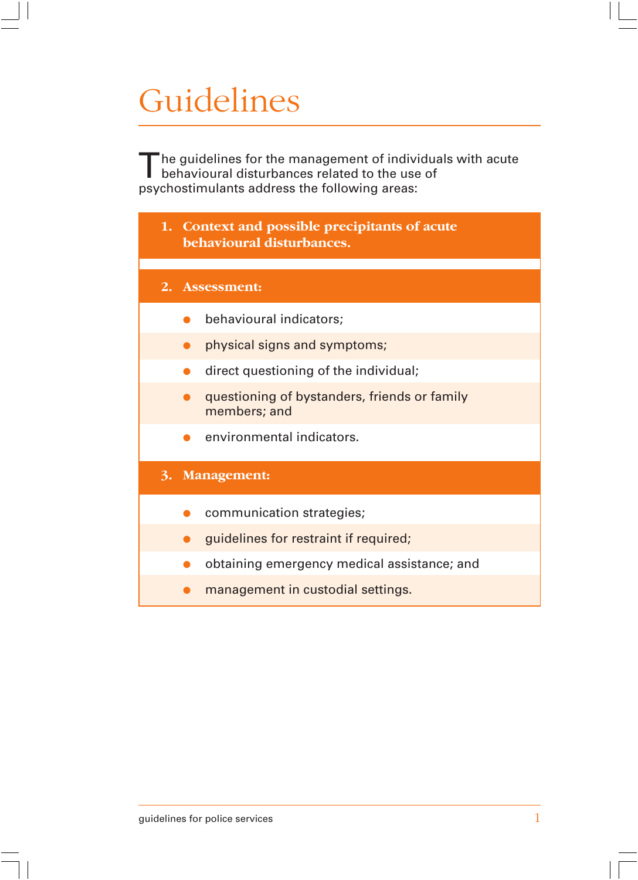# Guidelines

The guidelines for the management of individuals with acute behavioural disturbances related to the use of psychostimulants address the following areas:

**1. Context and possible precipitants of acute behavioural disturbances.**

**2. Assessment:**

- behavioural indicators;
- physical signs and symptoms;
- direct questioning of the individual;
- questioning of bystanders, friends or family members; and
- environmental indicators.

**3. Management:**

- communication strategies;
- guidelines for restraint if required;
- obtaining emergency medical assistance; and
- management in custodial settings.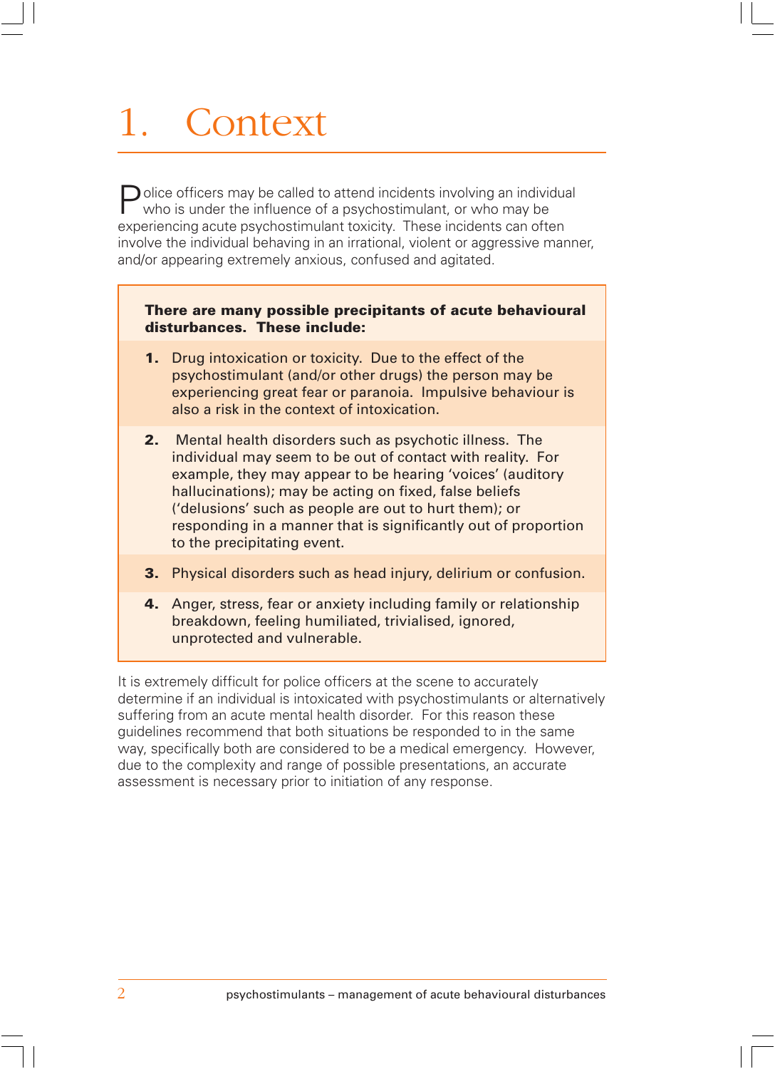# 1. Context

Police officers may be called to attend incidents involving an individual who is under the influence of a psychostimulant, or who may be experiencing acute psychostimulant toxicity. These incidents can often involve the individual behaving in an irrational, violent or aggressive manner, and/or appearing extremely anxious, confused and agitated.

**There are many possible precipitants of acute behavioural disturbances. These include:**

1. Drug intoxication or toxicity. Due to the effect of the psychostimulant (and/or other drugs) the person may be experiencing great fear or paranoia. Impulsive behaviour is also a risk in the context of intoxication.
2. Mental health disorders such as psychotic illness. The individual may seem to be out of contact with reality. For example, they may appear to be hearing 'voices' (auditory hallucinations); may be acting on fixed, false beliefs ('delusions' such as people are out to hurt them); or responding in a manner that is significantly out of proportion to the precipitating event.
3. Physical disorders such as head injury, delirium or confusion.
4. Anger, stress, fear or anxiety including family or relationship breakdown, feeling humiliated, trivialised, ignored, unprotected and vulnerable.

It is extremely difficult for police officers at the scene to accurately determine if an individual is intoxicated with psychostimulants or alternatively suffering from an acute mental health disorder. For this reason these guidelines recommend that both situations be responded to in the same way, specifically both are considered to be a medical emergency. However, due to the complexity and range of possible presentations, an accurate assessment is necessary prior to initiation of any response.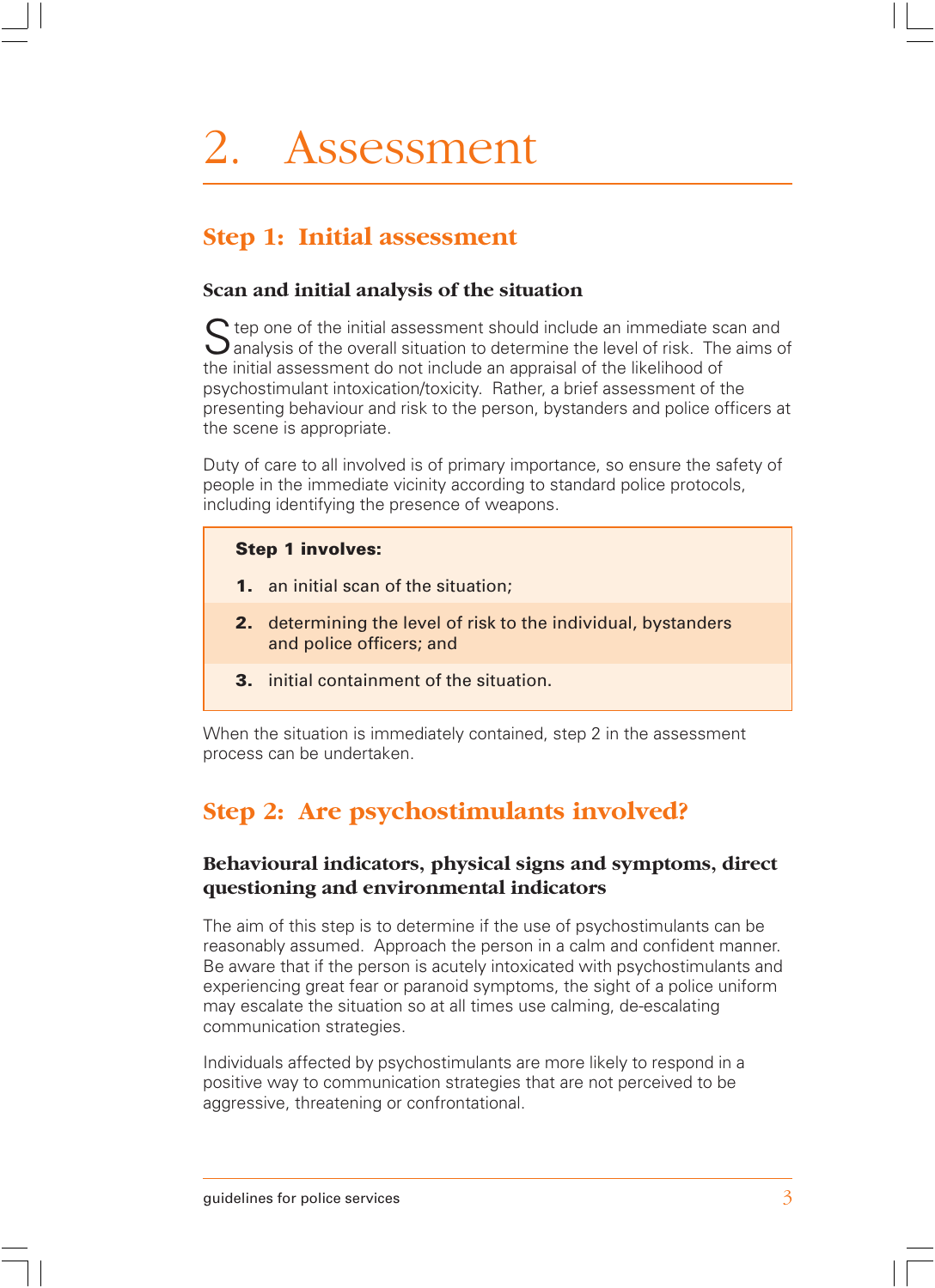# 2. Assessment

## Step 1: Initial assessment

### Scan and initial analysis of the situation

Step one of the initial assessment should include an immediate scan and analysis of the overall situation to determine the level of risk. The aims of the initial assessment do not include an appraisal of the likelihood of psychostimulant intoxication/toxicity. Rather, a brief assessment of the presenting behaviour and risk to the person, bystanders and police officers at the scene is appropriate.

Duty of care to all involved is of primary importance, so ensure the safety of people in the immediate vicinity according to standard police protocols, including identifying the presence of weapons.

**Step 1 involves:**

1. an initial scan of the situation;
2. determining the level of risk to the individual, bystanders and police officers; and
3. initial containment of the situation.

When the situation is immediately contained, step 2 in the assessment process can be undertaken.

## Step 2: Are psychostimulants involved?

### Behavioural indicators, physical signs and symptoms, direct questioning and environmental indicators

The aim of this step is to determine if the use of psychostimulants can be reasonably assumed. Approach the person in a calm and confident manner. Be aware that if the person is acutely intoxicated with psychostimulants and experiencing great fear or paranoid symptoms, the sight of a police uniform may escalate the situation so at all times use calming, de-escalating communication strategies.

Individuals affected by psychostimulants are more likely to respond in a positive way to communication strategies that are not perceived to be aggressive, threatening or confrontational.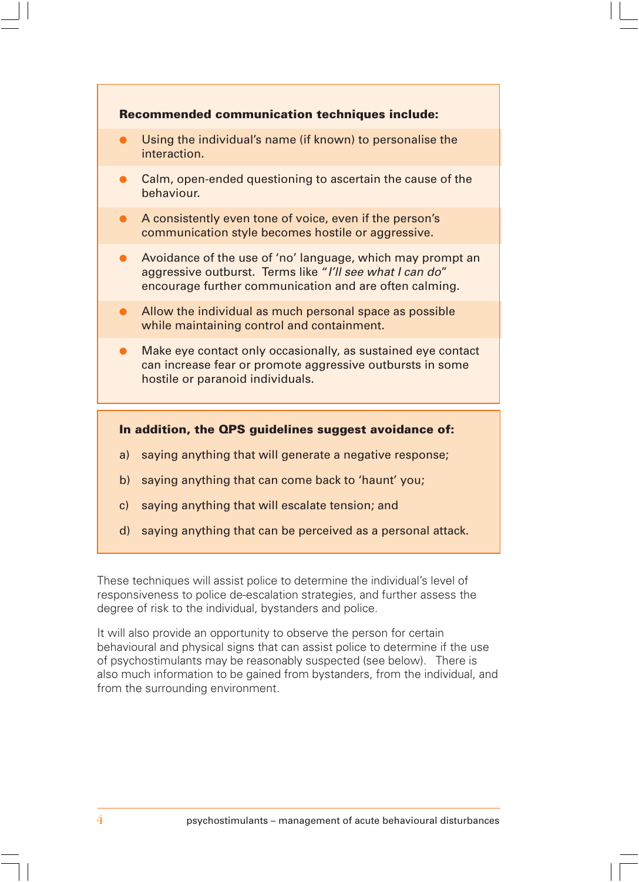**Recommended communication techniques include:**

- Using the individual's name (if known) to personalise the interaction.
- Calm, open-ended questioning to ascertain the cause of the behaviour.
- A consistently even tone of voice, even if the person's communication style becomes hostile or aggressive.
- Avoidance of the use of 'no' language, which may prompt an aggressive outburst. Terms like "*I'll see what I can do*" encourage further communication and are often calming.
- Allow the individual as much personal space as possible while maintaining control and containment.
- Make eye contact only occasionally, as sustained eye contact can increase fear or promote aggressive outbursts in some hostile or paranoid individuals.

**In addition, the QPS guidelines suggest avoidance of:**

a) saying anything that will generate a negative response;

b) saying anything that can come back to 'haunt' you;

c) saying anything that will escalate tension; and

d) saying anything that can be perceived as a personal attack.

These techniques will assist police to determine the individual's level of responsiveness to police de-escalation strategies, and further assess the degree of risk to the individual, bystanders and police.

It will also provide an opportunity to observe the person for certain behavioural and physical signs that can assist police to determine if the use of psychostimulants may be reasonably suspected (see below). There is also much information to be gained from bystanders, from the individual, and from the surrounding environment.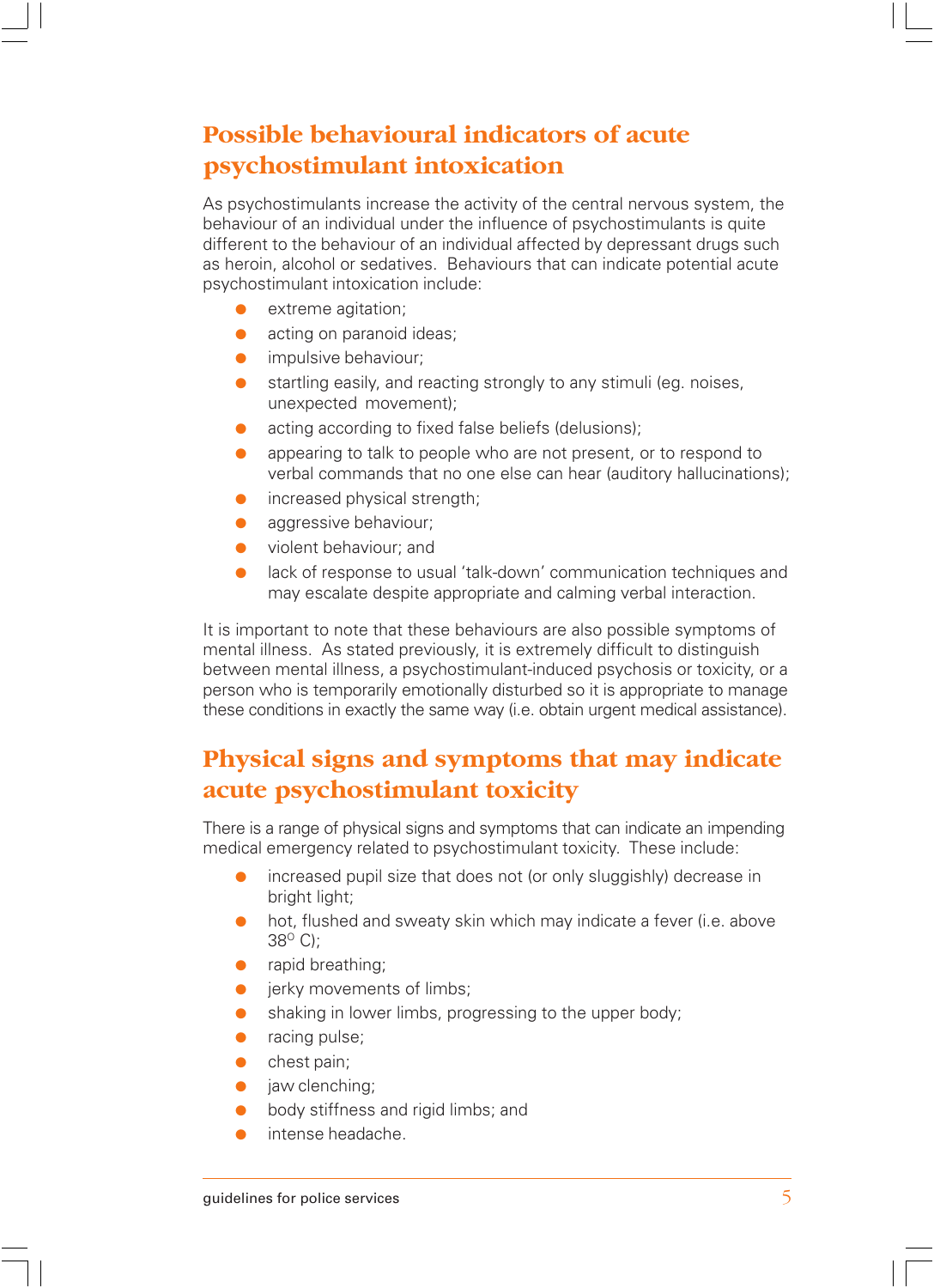## Possible behavioural indicators of acute psychostimulant intoxication

As psychostimulants increase the activity of the central nervous system, the behaviour of an individual under the influence of psychostimulants is quite different to the behaviour of an individual affected by depressant drugs such as heroin, alcohol or sedatives. Behaviours that can indicate potential acute psychostimulant intoxication include:

- extreme agitation;
- acting on paranoid ideas;
- impulsive behaviour;
- startling easily, and reacting strongly to any stimuli (eg. noises, unexpected movement);
- acting according to fixed false beliefs (delusions);
- appearing to talk to people who are not present, or to respond to verbal commands that no one else can hear (auditory hallucinations);
- increased physical strength;
- aggressive behaviour;
- violent behaviour; and
- lack of response to usual 'talk-down' communication techniques and may escalate despite appropriate and calming verbal interaction.

It is important to note that these behaviours are also possible symptoms of mental illness. As stated previously, it is extremely difficult to distinguish between mental illness, a psychostimulant-induced psychosis or toxicity, or a person who is temporarily emotionally disturbed so it is appropriate to manage these conditions in exactly the same way (i.e. obtain urgent medical assistance).

## Physical signs and symptoms that may indicate acute psychostimulant toxicity

There is a range of physical signs and symptoms that can indicate an impending medical emergency related to psychostimulant toxicity. These include:

- increased pupil size that does not (or only sluggishly) decrease in bright light;
- hot, flushed and sweaty skin which may indicate a fever (i.e. above 38$^{o}$ C);
- rapid breathing;
- jerky movements of limbs;
- shaking in lower limbs, progressing to the upper body;
- racing pulse;
- chest pain;
- jaw clenching;
- body stiffness and rigid limbs; and
- intense headache.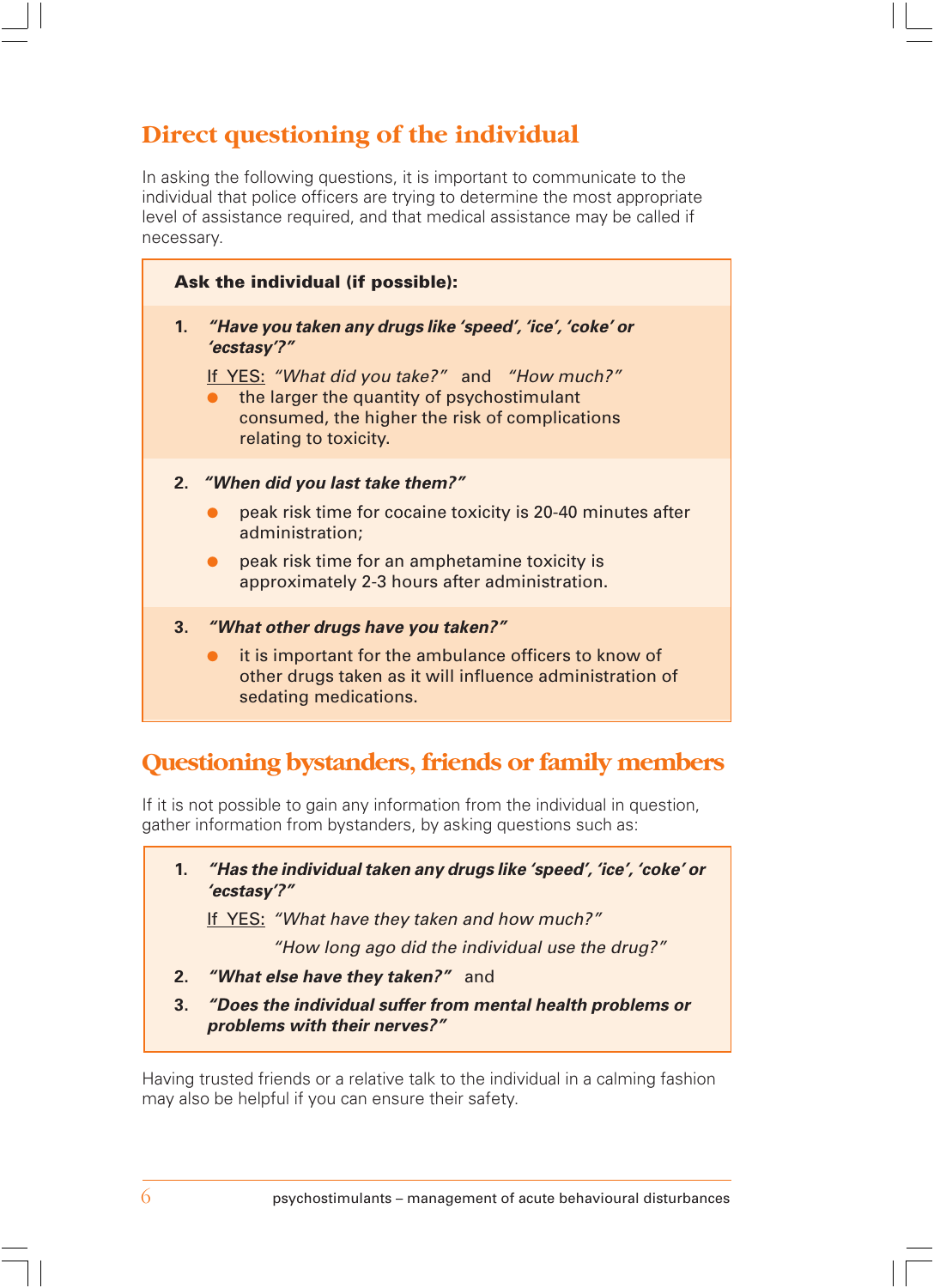## Direct questioning of the individual

In asking the following questions, it is important to communicate to the individual that police officers are trying to determine the most appropriate level of assistance required, and that medical assistance may be called if necessary.

**Ask the individual (if possible):**

1. ***"Have you taken any drugs like 'speed', 'ice', 'coke' or 'ecstasy'?"***

   If YES: *"What did you take?"* and *"How much?"*
   - the larger the quantity of psychostimulant consumed, the higher the risk of complications relating to toxicity.

2. ***"When did you last take them?"***
   - peak risk time for cocaine toxicity is 20-40 minutes after administration;
   - peak risk time for an amphetamine toxicity is approximately 2-3 hours after administration.

3. ***"What other drugs have you taken?"***
   - it is important for the ambulance officers to know of other drugs taken as it will influence administration of sedating medications.

## Questioning bystanders, friends or family members

If it is not possible to gain any information from the individual in question, gather information from bystanders, by asking questions such as:

1. ***"Has the individual taken any drugs like 'speed', 'ice', 'coke' or 'ecstasy'?"***

   If YES: *"What have they taken and how much?"*

   *"How long ago did the individual use the drug?"*

2. ***"What else have they taken?"*** and
3. ***"Does the individual suffer from mental health problems or problems with their nerves?"***

Having trusted friends or a relative talk to the individual in a calming fashion may also be helpful if you can ensure their safety.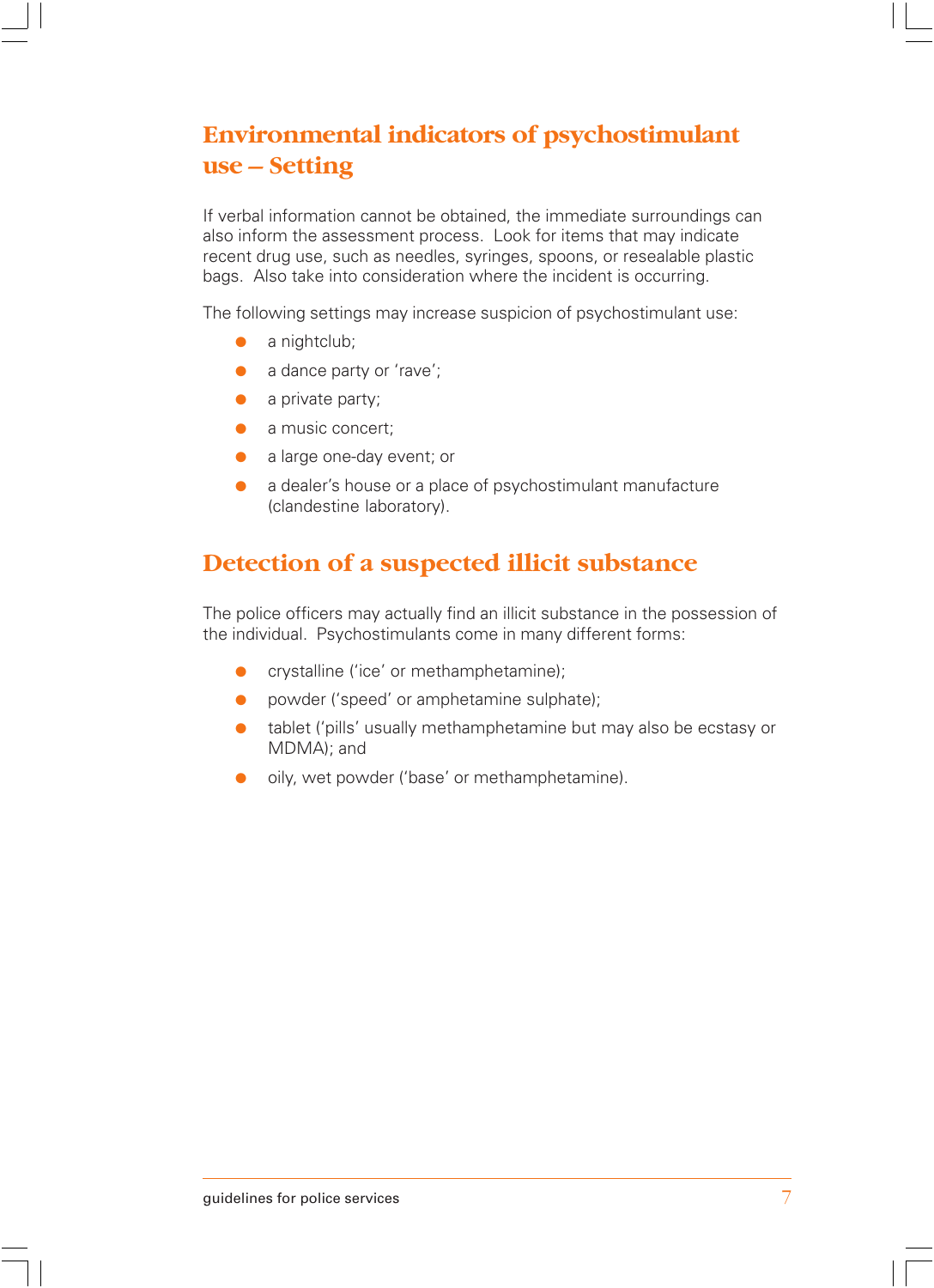## Environmental indicators of psychostimulant use – Setting

If verbal information cannot be obtained, the immediate surroundings can also inform the assessment process.  Look for items that may indicate recent drug use, such as needles, syringes, spoons, or resealable plastic bags.  Also take into consideration where the incident is occurring.

The following settings may increase suspicion of psychostimulant use:

- a nightclub;
- a dance party or 'rave';
- a private party;
- a music concert;
- a large one-day event; or
- a dealer's house or a place of psychostimulant manufacture (clandestine laboratory).

## Detection of a suspected illicit substance

The police officers may actually find an illicit substance in the possession of the individual.  Psychostimulants come in many different forms:

- crystalline ('ice' or methamphetamine);
- powder ('speed' or amphetamine sulphate);
- tablet ('pills' usually methamphetamine but may also be ecstasy or MDMA); and
- oily, wet powder ('base' or methamphetamine).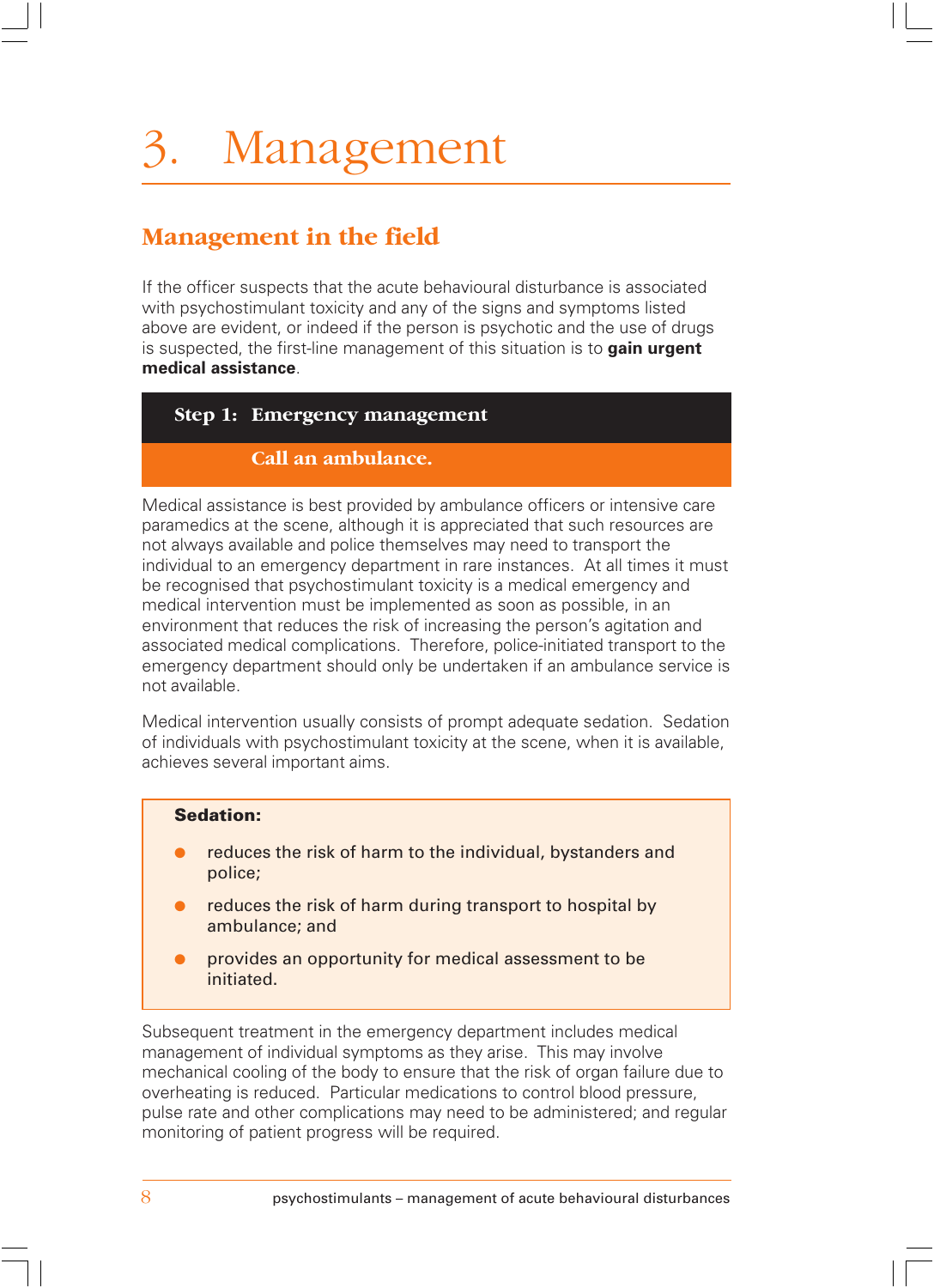# 3. Management

## Management in the field

If the officer suspects that the acute behavioural disturbance is associated with psychostimulant toxicity and any of the signs and symptoms listed above are evident, or indeed if the person is psychotic and the use of drugs is suspected, the first-line management of this situation is to **gain urgent medical assistance**.

**Step 1: Emergency management**

**Call an ambulance.**

Medical assistance is best provided by ambulance officers or intensive care paramedics at the scene, although it is appreciated that such resources are not always available and police themselves may need to transport the individual to an emergency department in rare instances. At all times it must be recognised that psychostimulant toxicity is a medical emergency and medical intervention must be implemented as soon as possible, in an environment that reduces the risk of increasing the person's agitation and associated medical complications. Therefore, police-initiated transport to the emergency department should only be undertaken if an ambulance service is not available.

Medical intervention usually consists of prompt adequate sedation. Sedation of individuals with psychostimulant toxicity at the scene, when it is available, achieves several important aims.

**Sedation:**

- reduces the risk of harm to the individual, bystanders and police;
- reduces the risk of harm during transport to hospital by ambulance; and
- provides an opportunity for medical assessment to be initiated.

Subsequent treatment in the emergency department includes medical management of individual symptoms as they arise. This may involve mechanical cooling of the body to ensure that the risk of organ failure due to overheating is reduced. Particular medications to control blood pressure, pulse rate and other complications may need to be administered; and regular monitoring of patient progress will be required.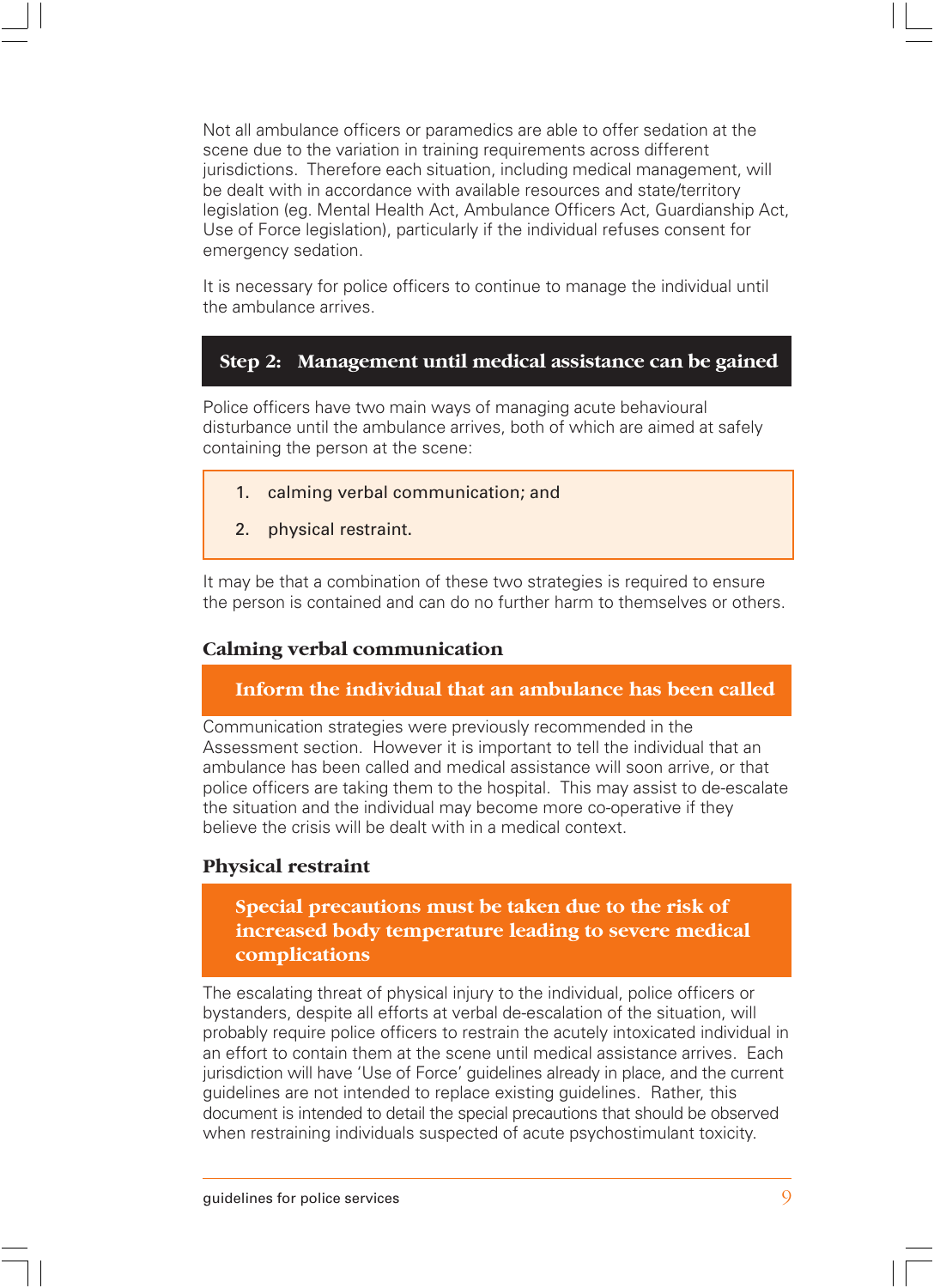Not all ambulance officers or paramedics are able to offer sedation at the scene due to the variation in training requirements across different jurisdictions. Therefore each situation, including medical management, will be dealt with in accordance with available resources and state/territory legislation (eg. Mental Health Act, Ambulance Officers Act, Guardianship Act, Use of Force legislation), particularly if the individual refuses consent for emergency sedation.

It is necessary for police officers to continue to manage the individual until the ambulance arrives.

## Step 2: Management until medical assistance can be gained

Police officers have two main ways of managing acute behavioural disturbance until the ambulance arrives, both of which are aimed at safely containing the person at the scene:

1. calming verbal communication; and
2. physical restraint.

It may be that a combination of these two strategies is required to ensure the person is contained and can do no further harm to themselves or others.

### Calming verbal communication

**Inform the individual that an ambulance has been called**

Communication strategies were previously recommended in the Assessment section. However it is important to tell the individual that an ambulance has been called and medical assistance will soon arrive, or that police officers are taking them to the hospital. This may assist to de-escalate the situation and the individual may become more co-operative if they believe the crisis will be dealt with in a medical context.

### Physical restraint

**Special precautions must be taken due to the risk of increased body temperature leading to severe medical complications**

The escalating threat of physical injury to the individual, police officers or bystanders, despite all efforts at verbal de-escalation of the situation, will probably require police officers to restrain the acutely intoxicated individual in an effort to contain them at the scene until medical assistance arrives. Each jurisdiction will have 'Use of Force' guidelines already in place, and the current guidelines are not intended to replace existing guidelines. Rather, this document is intended to detail the special precautions that should be observed when restraining individuals suspected of acute psychostimulant toxicity.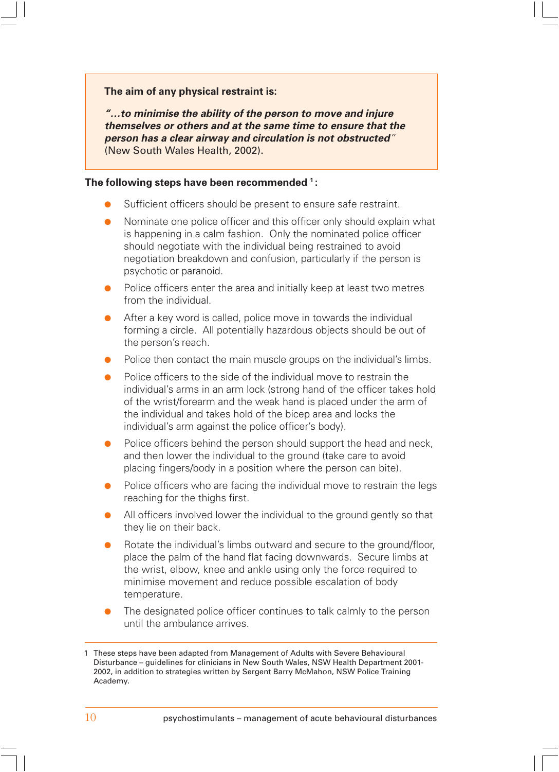**The aim of any physical restraint is:**

***"…to minimise the ability of the person to move and injure themselves or others and at the same time to ensure that the person has a clear airway and circulation is not obstructed"*** (New South Wales Health, 2002).

**The following steps have been recommended [1]:**

- Sufficient officers should be present to ensure safe restraint.
- Nominate one police officer and this officer only should explain what is happening in a calm fashion. Only the nominated police officer should negotiate with the individual being restrained to avoid negotiation breakdown and confusion, particularly if the person is psychotic or paranoid.
- Police officers enter the area and initially keep at least two metres from the individual.
- After a key word is called, police move in towards the individual forming a circle. All potentially hazardous objects should be out of the person's reach.
- Police then contact the main muscle groups on the individual's limbs.
- Police officers to the side of the individual move to restrain the individual's arms in an arm lock (strong hand of the officer takes hold of the wrist/forearm and the weak hand is placed under the arm of the individual and takes hold of the bicep area and locks the individual's arm against the police officer's body).
- Police officers behind the person should support the head and neck, and then lower the individual to the ground (take care to avoid placing fingers/body in a position where the person can bite).
- Police officers who are facing the individual move to restrain the legs reaching for the thighs first.
- All officers involved lower the individual to the ground gently so that they lie on their back.
- Rotate the individual's limbs outward and secure to the ground/floor, place the palm of the hand flat facing downwards. Secure limbs at the wrist, elbow, knee and ankle using only the force required to minimise movement and reduce possible escalation of body temperature.
- The designated police officer continues to talk calmly to the person until the ambulance arrives.

---

1 These steps have been adapted from Management of Adults with Severe Behavioural Disturbance – guidelines for clinicians in New South Wales, NSW Health Department 2001-2002, in addition to strategies written by Sergent Barry McMahon, NSW Police Training Academy.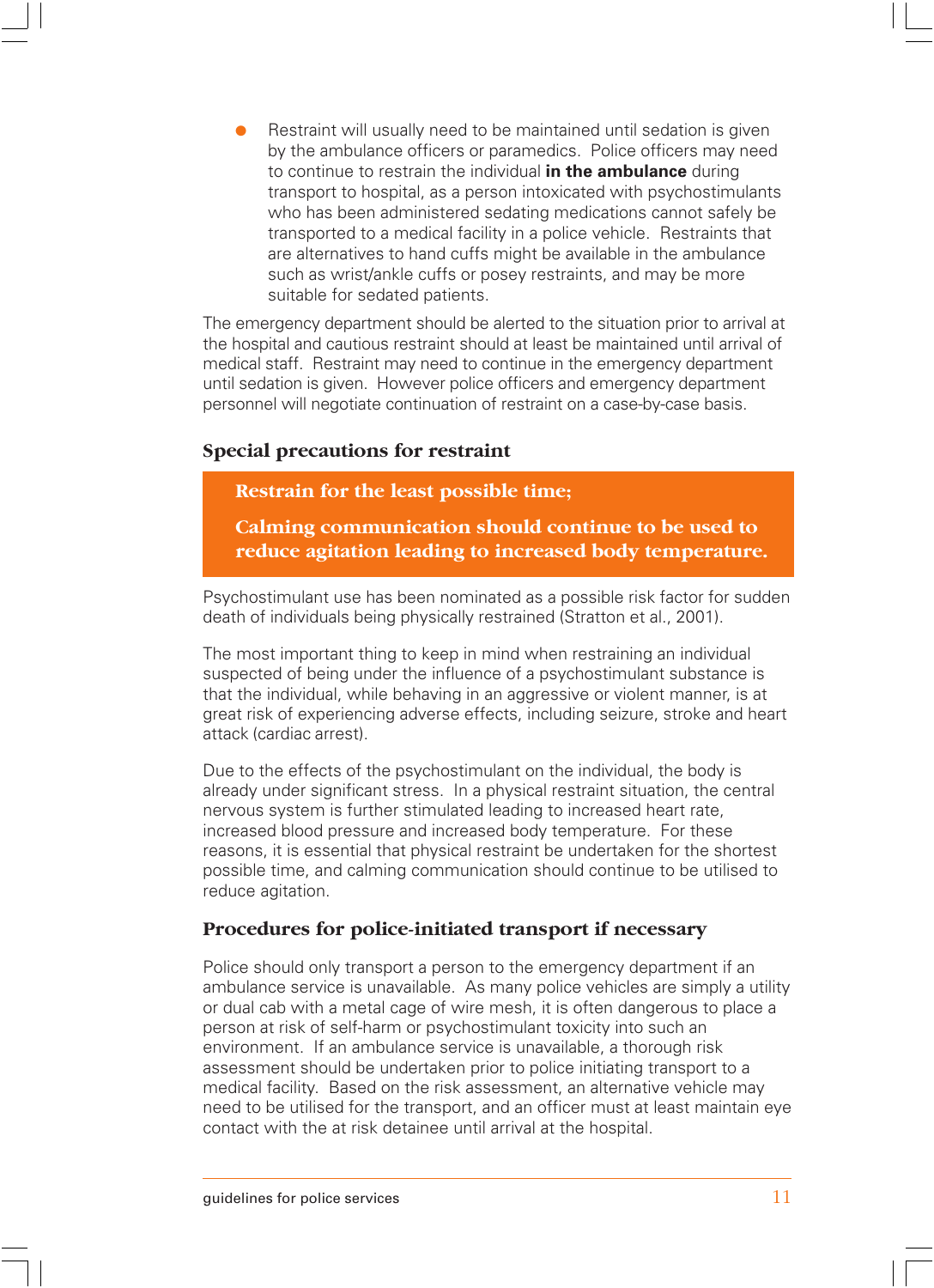- Restraint will usually need to be maintained until sedation is given by the ambulance officers or paramedics. Police officers may need to continue to restrain the individual **in the ambulance** during transport to hospital, as a person intoxicated with psychostimulants who has been administered sedating medications cannot safely be transported to a medical facility in a police vehicle. Restraints that are alternatives to hand cuffs might be available in the ambulance such as wrist/ankle cuffs or posey restraints, and may be more suitable for sedated patients.

The emergency department should be alerted to the situation prior to arrival at the hospital and cautious restraint should at least be maintained until arrival of medical staff. Restraint may need to continue in the emergency department until sedation is given. However police officers and emergency department personnel will negotiate continuation of restraint on a case-by-case basis.

### Special precautions for restraint

**Restrain for the least possible time;**

**Calming communication should continue to be used to reduce agitation leading to increased body temperature.**

Psychostimulant use has been nominated as a possible risk factor for sudden death of individuals being physically restrained (Stratton et al., 2001).

The most important thing to keep in mind when restraining an individual suspected of being under the influence of a psychostimulant substance is that the individual, while behaving in an aggressive or violent manner, is at great risk of experiencing adverse effects, including seizure, stroke and heart attack (cardiac arrest).

Due to the effects of the psychostimulant on the individual, the body is already under significant stress. In a physical restraint situation, the central nervous system is further stimulated leading to increased heart rate, increased blood pressure and increased body temperature. For these reasons, it is essential that physical restraint be undertaken for the shortest possible time, and calming communication should continue to be utilised to reduce agitation.

### Procedures for police-initiated transport if necessary

Police should only transport a person to the emergency department if an ambulance service is unavailable. As many police vehicles are simply a utility or dual cab with a metal cage of wire mesh, it is often dangerous to place a person at risk of self-harm or psychostimulant toxicity into such an environment. If an ambulance service is unavailable, a thorough risk assessment should be undertaken prior to police initiating transport to a medical facility. Based on the risk assessment, an alternative vehicle may need to be utilised for the transport, and an officer must at least maintain eye contact with the at risk detainee until arrival at the hospital.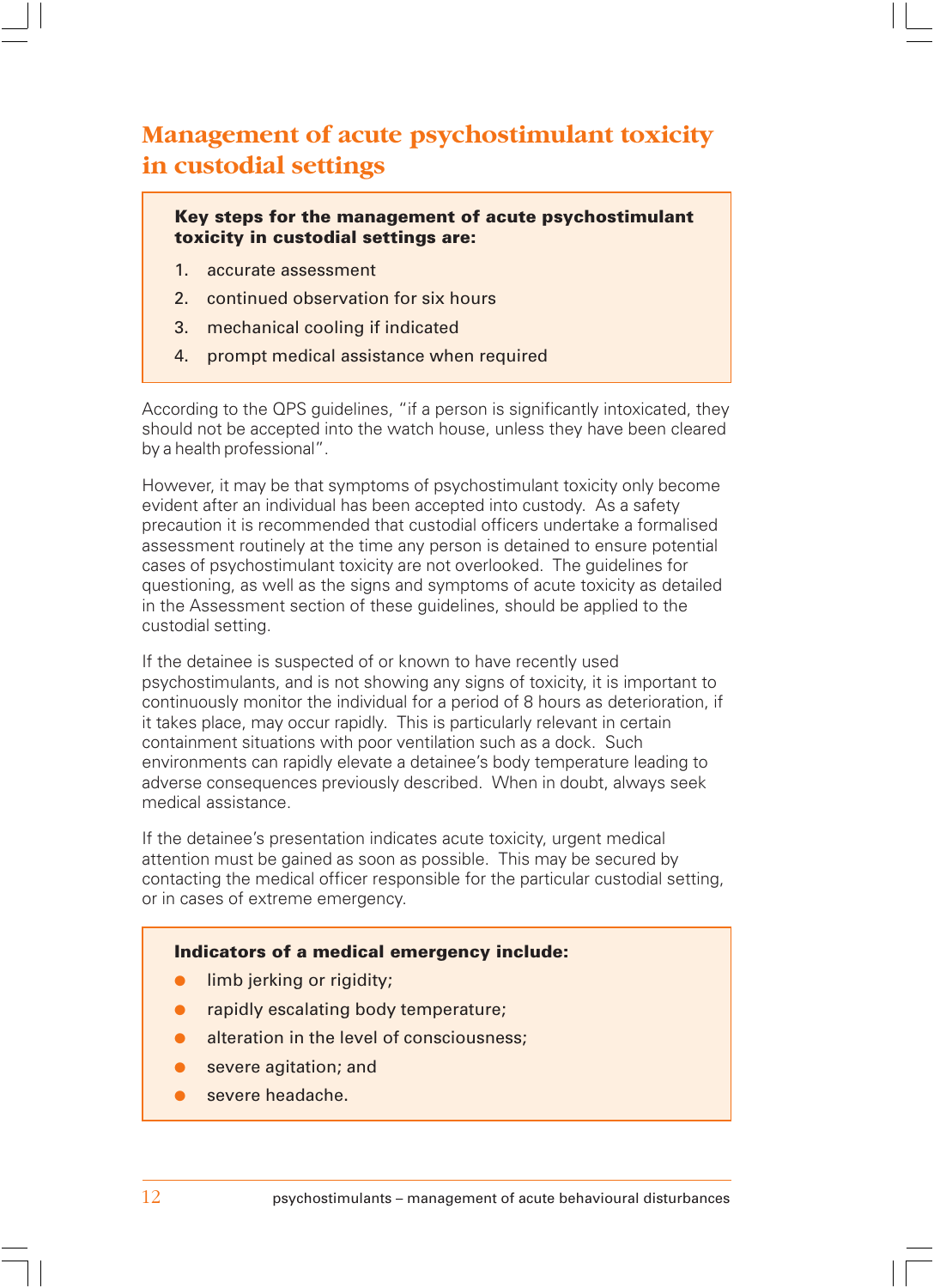# Management of acute psychostimulant toxicity in custodial settings

**Key steps for the management of acute psychostimulant toxicity in custodial settings are:**

1. accurate assessment
2. continued observation for six hours
3. mechanical cooling if indicated
4. prompt medical assistance when required

According to the QPS guidelines, "if a person is significantly intoxicated, they should not be accepted into the watch house, unless they have been cleared by a health professional".

However, it may be that symptoms of psychostimulant toxicity only become evident after an individual has been accepted into custody. As a safety precaution it is recommended that custodial officers undertake a formalised assessment routinely at the time any person is detained to ensure potential cases of psychostimulant toxicity are not overlooked. The guidelines for questioning, as well as the signs and symptoms of acute toxicity as detailed in the Assessment section of these guidelines, should be applied to the custodial setting.

If the detainee is suspected of or known to have recently used psychostimulants, and is not showing any signs of toxicity, it is important to continuously monitor the individual for a period of 8 hours as deterioration, if it takes place, may occur rapidly. This is particularly relevant in certain containment situations with poor ventilation such as a dock. Such environments can rapidly elevate a detainee's body temperature leading to adverse consequences previously described. When in doubt, always seek medical assistance.

If the detainee's presentation indicates acute toxicity, urgent medical attention must be gained as soon as possible. This may be secured by contacting the medical officer responsible for the particular custodial setting, or in cases of extreme emergency.

**Indicators of a medical emergency include:**

- limb jerking or rigidity;
- rapidly escalating body temperature;
- alteration in the level of consciousness;
- severe agitation; and
- severe headache.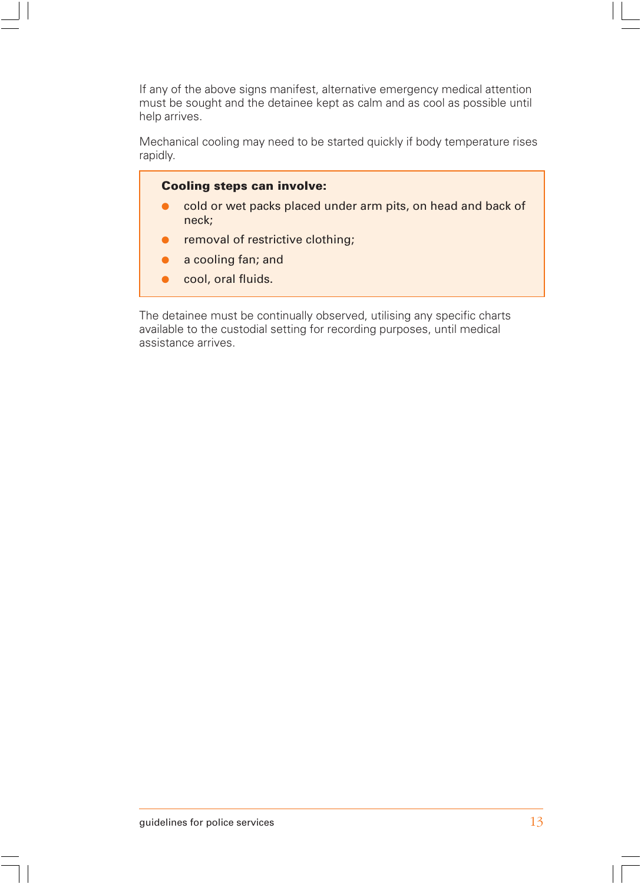If any of the above signs manifest, alternative emergency medical attention must be sought and the detainee kept as calm and as cool as possible until help arrives.

Mechanical cooling may need to be started quickly if body temperature rises rapidly.

**Cooling steps can involve:**

- cold or wet packs placed under arm pits, on head and back of neck;
- removal of restrictive clothing;
- a cooling fan; and
- cool, oral fluids.

The detainee must be continually observed, utilising any specific charts available to the custodial setting for recording purposes, until medical assistance arrives.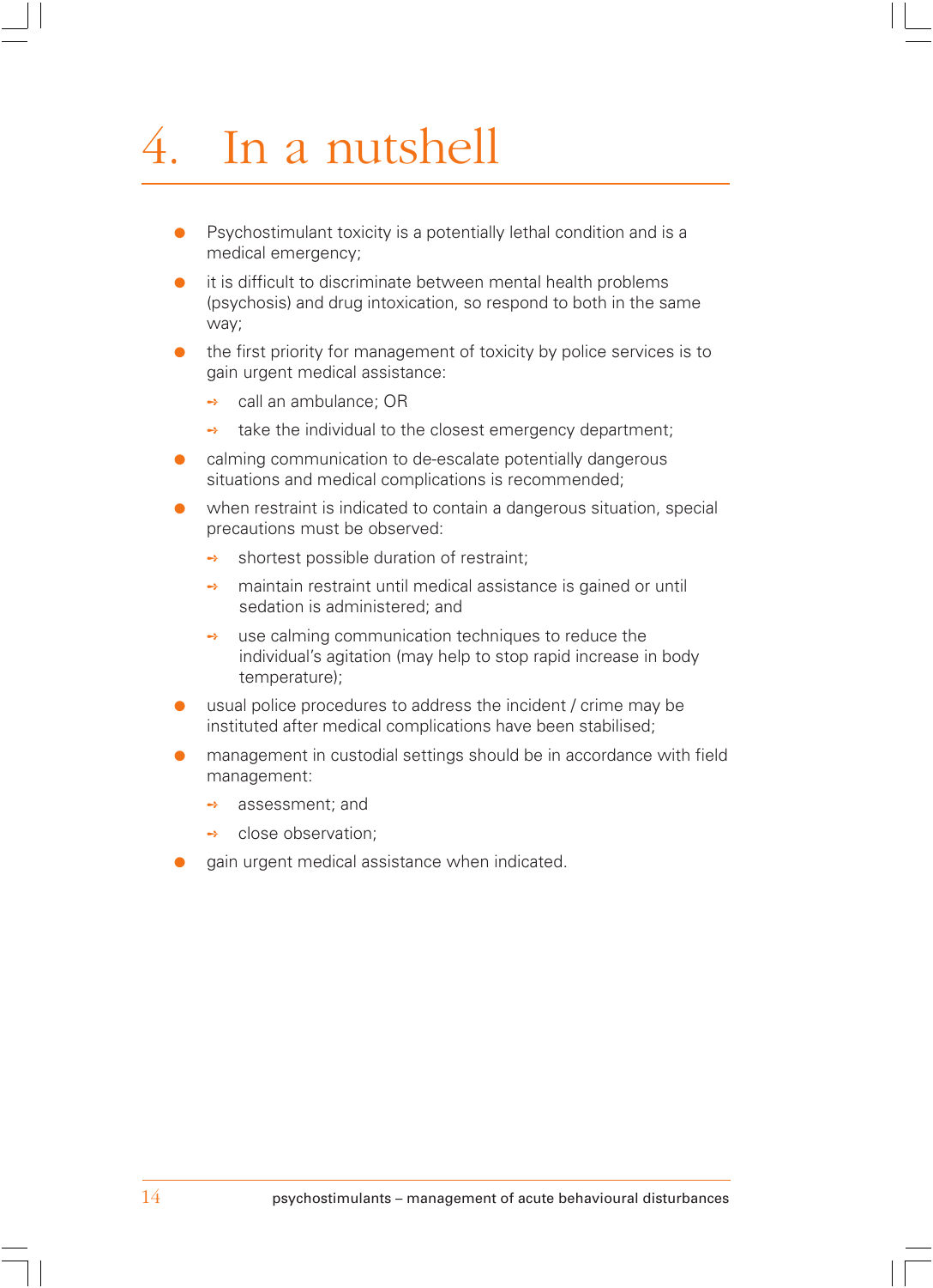# 4. In a nutshell

- Psychostimulant toxicity is a potentially lethal condition and is a medical emergency;
- it is difficult to discriminate between mental health problems (psychosis) and drug intoxication, so respond to both in the same way;
- the first priority for management of toxicity by police services is to gain urgent medical assistance:
  - call an ambulance; OR
  - take the individual to the closest emergency department;
- calming communication to de-escalate potentially dangerous situations and medical complications is recommended;
- when restraint is indicated to contain a dangerous situation, special precautions must be observed:
  - shortest possible duration of restraint;
  - maintain restraint until medical assistance is gained or until sedation is administered; and
  - use calming communication techniques to reduce the individual's agitation (may help to stop rapid increase in body temperature);
- usual police procedures to address the incident / crime may be instituted after medical complications have been stabilised;
- management in custodial settings should be in accordance with field management:
  - assessment; and
  - close observation;
- gain urgent medical assistance when indicated.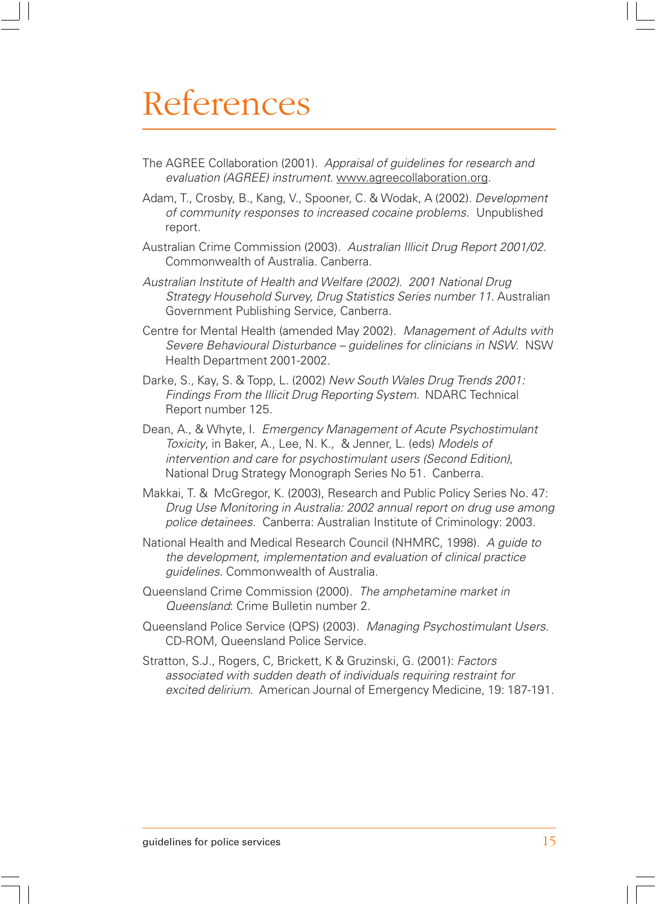# References

The AGREE Collaboration (2001). *Appraisal of guidelines for research and evaluation (AGREE) instrument*. www.agreecollaboration.org.

Adam, T., Crosby, B., Kang, V., Spooner, C. & Wodak, A (2002). *Development of community responses to increased cocaine problems*. Unpublished report.

Australian Crime Commission (2003). *Australian Illicit Drug Report 2001/02*. Commonwealth of Australia. Canberra.

*Australian Institute of Health and Welfare (2002). 2001 National Drug Strategy Household Survey, Drug Statistics Series number 11*. Australian Government Publishing Service, Canberra.

Centre for Mental Health (amended May 2002). *Management of Adults with Severe Behavioural Disturbance – guidelines for clinicians in NSW*. NSW Health Department 2001-2002.

Darke, S., Kay, S. & Topp, L. (2002) *New South Wales Drug Trends 2001: Findings From the Illicit Drug Reporting System*. NDARC Technical Report number 125.

Dean, A., & Whyte, I. *Emergency Management of Acute Psychostimulant Toxicity*, in Baker, A., Lee, N. K., & Jenner, L. (eds) *Models of intervention and care for psychostimulant users (Second Edition)*, National Drug Strategy Monograph Series No 51. Canberra.

Makkai, T. & McGregor, K. (2003), Research and Public Policy Series No. 47: *Drug Use Monitoring in Australia: 2002 annual report on drug use among police detainees.* Canberra: Australian Institute of Criminology: 2003.

National Health and Medical Research Council (NHMRC, 1998). *A guide to the development, implementation and evaluation of clinical practice guidelines*. Commonwealth of Australia.

Queensland Crime Commission (2000). *The amphetamine market in Queensland*: Crime Bulletin number 2.

Queensland Police Service (QPS) (2003). *Managing Psychostimulant Users*. CD-ROM, Queensland Police Service.

Stratton, S.J., Rogers, C, Brickett, K & Gruzinski, G. (2001): *Factors associated with sudden death of individuals requiring restraint for excited delirium*. American Journal of Emergency Medicine, 19: 187-191.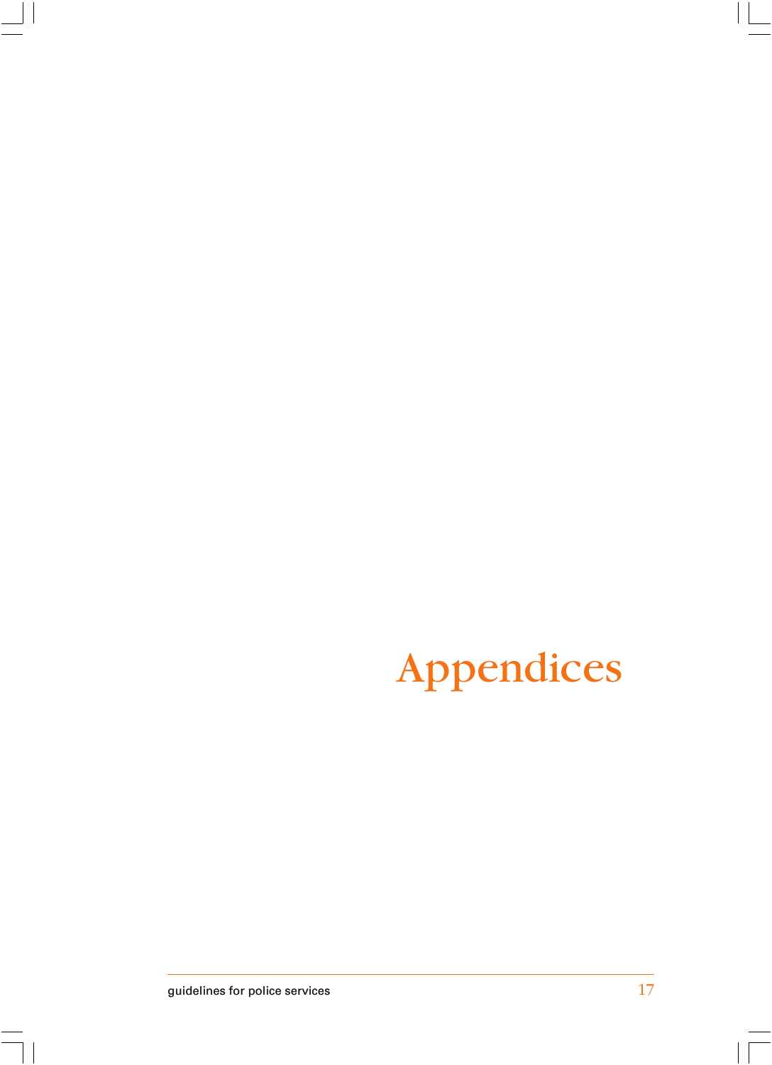# Appendices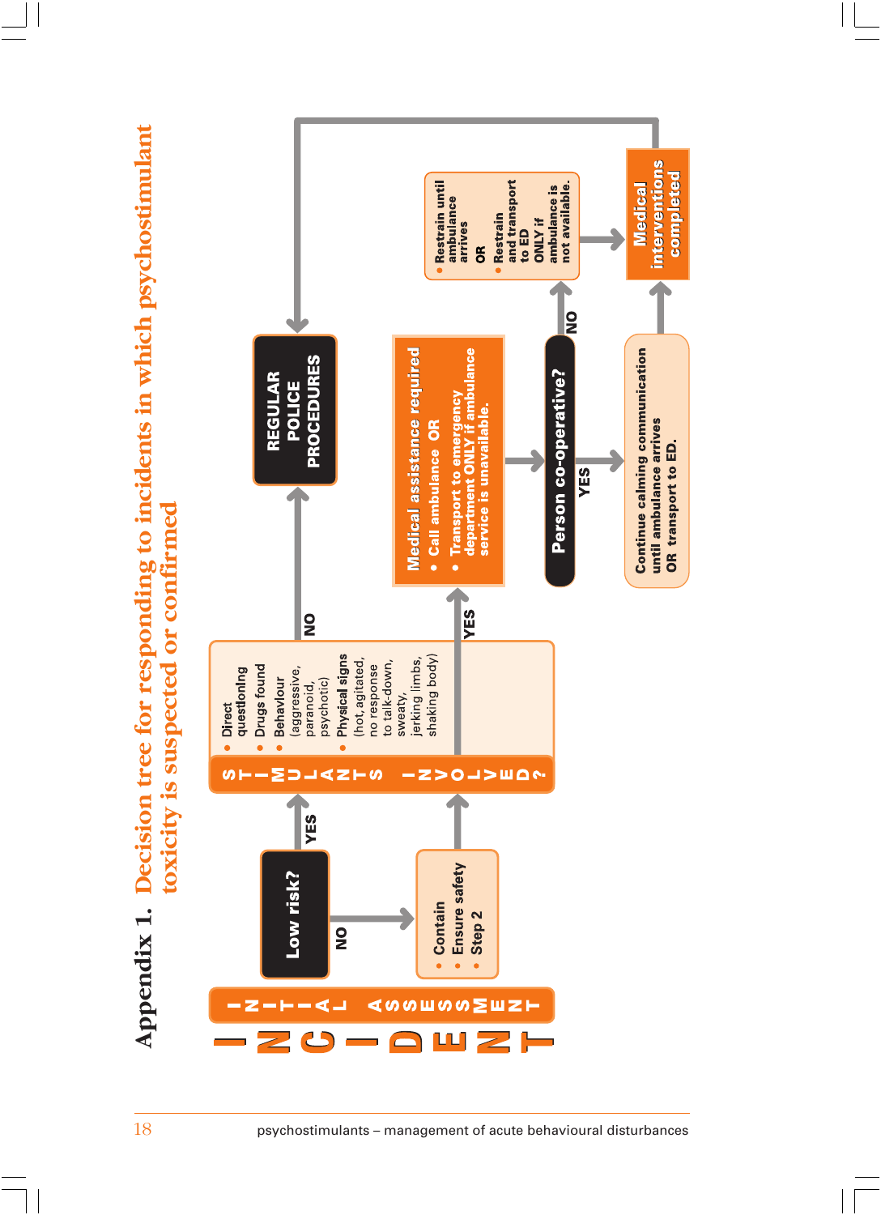# Appendix 1. Decision tree for responding to incidents in which psychostimulant toxicity is suspected or confirmed

**INCIDENT**

**INITIAL ASSESSMENT**

**Low risk?**

- **YES** → STIMULANTS INVOLVED?
- **NO** →
  - Contain
  - Ensure safety
  - Step 2

  → STIMULANTS INVOLVED?

**STIMULANTS INVOLVED?**

- Direct questioning
- Drugs found
- Behaviour (aggressive, paranoid, psychotic)
- Physical signs (hot, agitated, no response to talk-down, sweaty, jerking limbs, shaking body)

- **NO** → **REGULAR POLICE PROCEDURES**
- **YES** → Medical assistance required

**Medical assistance required**

- Call ambulance OR
- Transport to emergency department ONLY if ambulance service is unavailable.

→ **Person co-operative?**

- **YES** → Continue calming communication until ambulance arrives OR transport to ED.
- **NO** →
  - Restrain until ambulance arrives
  - OR
  - Restrain and transport to ED ONLY if ambulance is not available.

→ **Medical interventions completed** → **REGULAR POLICE PROCEDURES**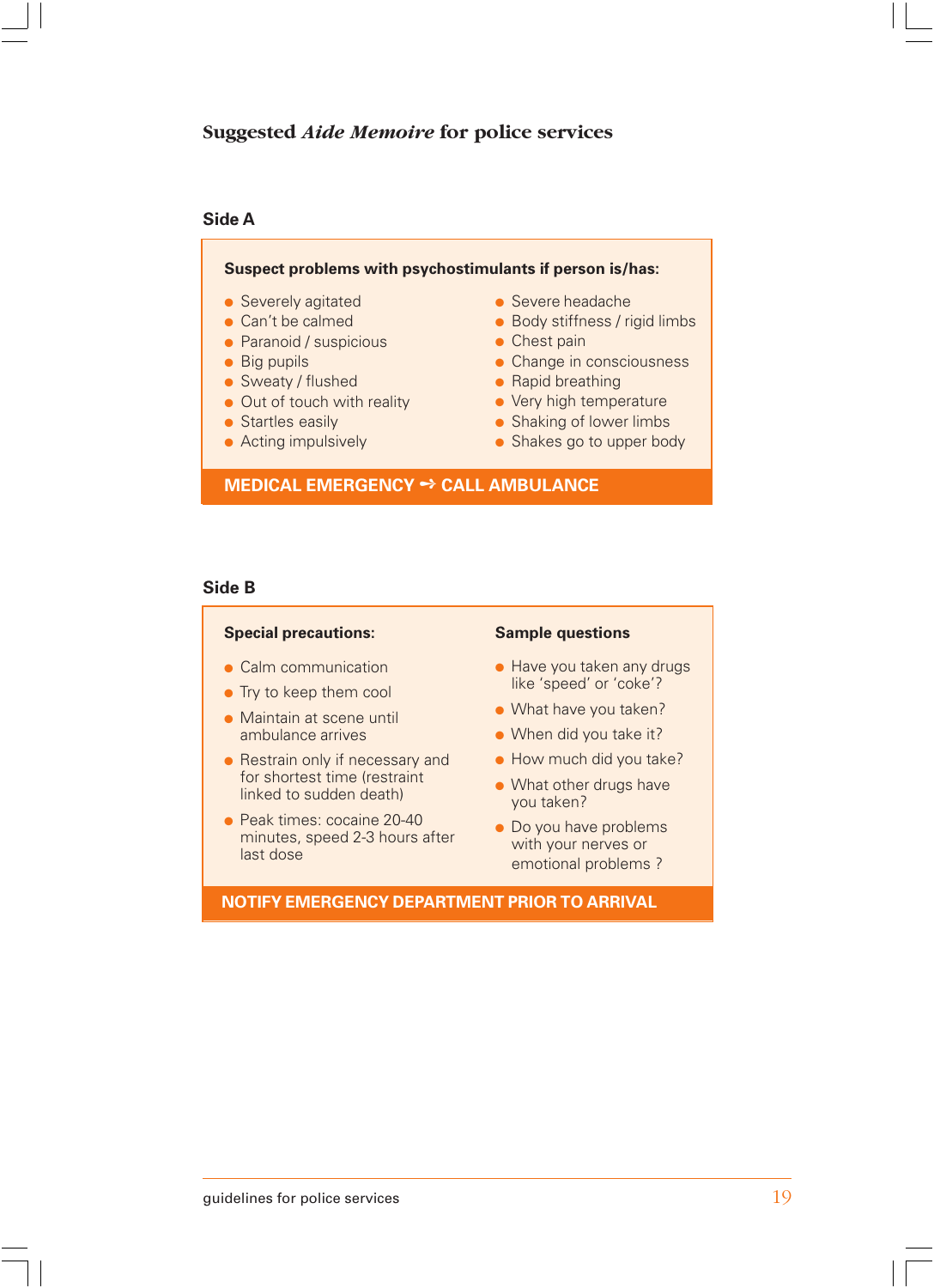## Suggested *Aide Memoire* for police services

### Side A

**Suspect problems with psychostimulants if person is/has:**

- Severely agitated
- Can't be calmed
- Paranoid / suspicious
- Big pupils
- Sweaty / flushed
- Out of touch with reality
- Startles easily
- Acting impulsively
- Severe headache
- Body stiffness / rigid limbs
- Chest pain
- Change in consciousness
- Rapid breathing
- Very high temperature
- Shaking of lower limbs
- Shakes go to upper body

**MEDICAL EMERGENCY ➜ CALL AMBULANCE**

### Side B

**Special precautions:**

- Calm communication
- Try to keep them cool
- Maintain at scene until ambulance arrives
- Restrain only if necessary and for shortest time (restraint linked to sudden death)
- Peak times: cocaine 20-40 minutes, speed 2-3 hours after last dose

**Sample questions**

- Have you taken any drugs like 'speed' or 'coke'?
- What have you taken?
- When did you take it?
- How much did you take?
- What other drugs have you taken?
- Do you have problems with your nerves or emotional problems ?

**NOTIFY EMERGENCY DEPARTMENT PRIOR TO ARRIVAL**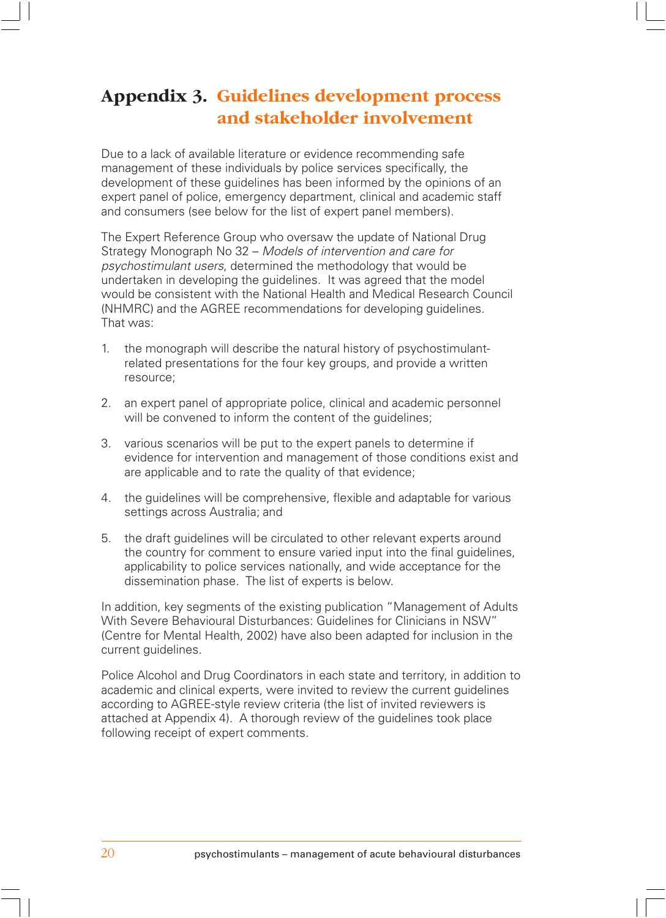# Appendix 3. Guidelines development process and stakeholder involvement

Due to a lack of available literature or evidence recommending safe management of these individuals by police services specifically, the development of these guidelines has been informed by the opinions of an expert panel of police, emergency department, clinical and academic staff and consumers (see below for the list of expert panel members).

The Expert Reference Group who oversaw the update of National Drug Strategy Monograph No 32 – *Models of intervention and care for psychostimulant users*, determined the methodology that would be undertaken in developing the guidelines. It was agreed that the model would be consistent with the National Health and Medical Research Council (NHMRC) and the AGREE recommendations for developing guidelines. That was:

1. the monograph will describe the natural history of psychostimulant-related presentations for the four key groups, and provide a written resource;

2. an expert panel of appropriate police, clinical and academic personnel will be convened to inform the content of the guidelines;

3. various scenarios will be put to the expert panels to determine if evidence for intervention and management of those conditions exist and are applicable and to rate the quality of that evidence;

4. the guidelines will be comprehensive, flexible and adaptable for various settings across Australia; and

5. the draft guidelines will be circulated to other relevant experts around the country for comment to ensure varied input into the final guidelines, applicability to police services nationally, and wide acceptance for the dissemination phase. The list of experts is below.

In addition, key segments of the existing publication "Management of Adults With Severe Behavioural Disturbances: Guidelines for Clinicians in NSW" (Centre for Mental Health, 2002) have also been adapted for inclusion in the current guidelines.

Police Alcohol and Drug Coordinators in each state and territory, in addition to academic and clinical experts, were invited to review the current guidelines according to AGREE-style review criteria (the list of invited reviewers is attached at Appendix 4). A thorough review of the guidelines took place following receipt of expert comments.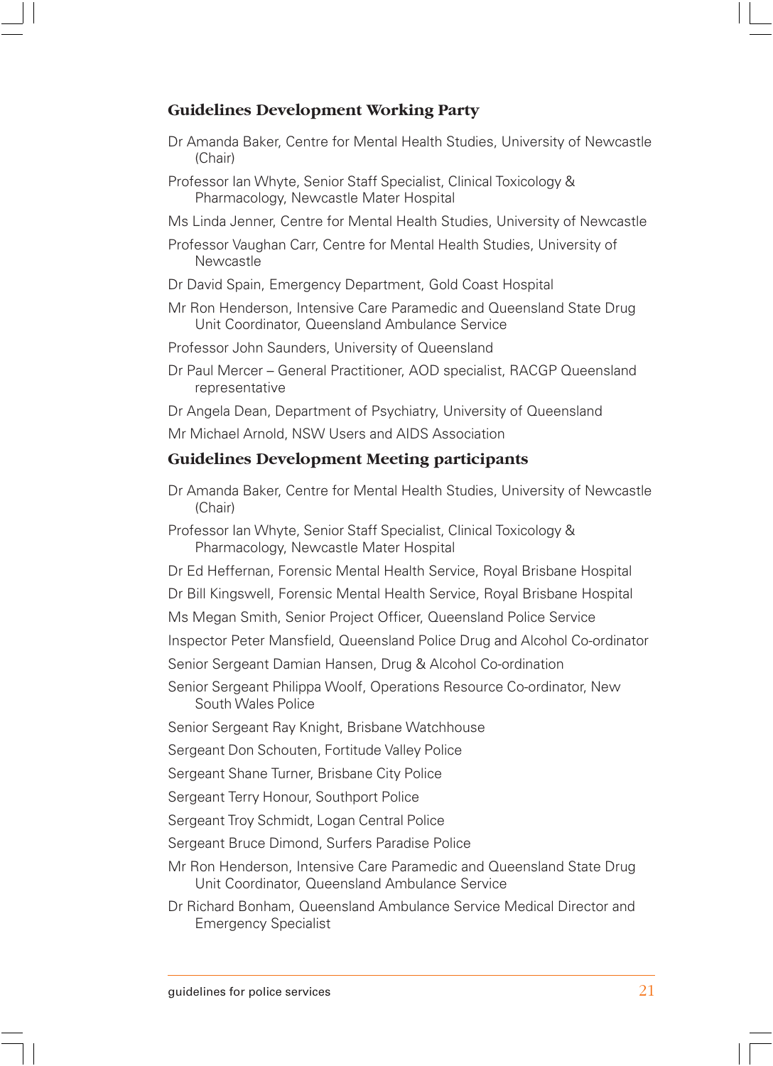## Guidelines Development Working Party

Dr Amanda Baker, Centre for Mental Health Studies, University of Newcastle (Chair)

Professor Ian Whyte, Senior Staff Specialist, Clinical Toxicology & Pharmacology, Newcastle Mater Hospital

Ms Linda Jenner, Centre for Mental Health Studies, University of Newcastle

Professor Vaughan Carr, Centre for Mental Health Studies, University of Newcastle

Dr David Spain, Emergency Department, Gold Coast Hospital

Mr Ron Henderson, Intensive Care Paramedic and Queensland State Drug Unit Coordinator, Queensland Ambulance Service

Professor John Saunders, University of Queensland

Dr Paul Mercer – General Practitioner, AOD specialist, RACGP Queensland representative

Dr Angela Dean, Department of Psychiatry, University of Queensland

Mr Michael Arnold, NSW Users and AIDS Association

## Guidelines Development Meeting participants

Dr Amanda Baker, Centre for Mental Health Studies, University of Newcastle (Chair)

Professor Ian Whyte, Senior Staff Specialist, Clinical Toxicology & Pharmacology, Newcastle Mater Hospital

Dr Ed Heffernan, Forensic Mental Health Service, Royal Brisbane Hospital

Dr Bill Kingswell, Forensic Mental Health Service, Royal Brisbane Hospital

Ms Megan Smith, Senior Project Officer, Queensland Police Service

Inspector Peter Mansfield, Queensland Police Drug and Alcohol Co-ordinator

Senior Sergeant Damian Hansen, Drug & Alcohol Co-ordination

Senior Sergeant Philippa Woolf, Operations Resource Co-ordinator, New South Wales Police

Senior Sergeant Ray Knight, Brisbane Watchhouse

Sergeant Don Schouten, Fortitude Valley Police

Sergeant Shane Turner, Brisbane City Police

Sergeant Terry Honour, Southport Police

Sergeant Troy Schmidt, Logan Central Police

Sergeant Bruce Dimond, Surfers Paradise Police

Mr Ron Henderson, Intensive Care Paramedic and Queensland State Drug Unit Coordinator, Queensland Ambulance Service

Dr Richard Bonham, Queensland Ambulance Service Medical Director and Emergency Specialist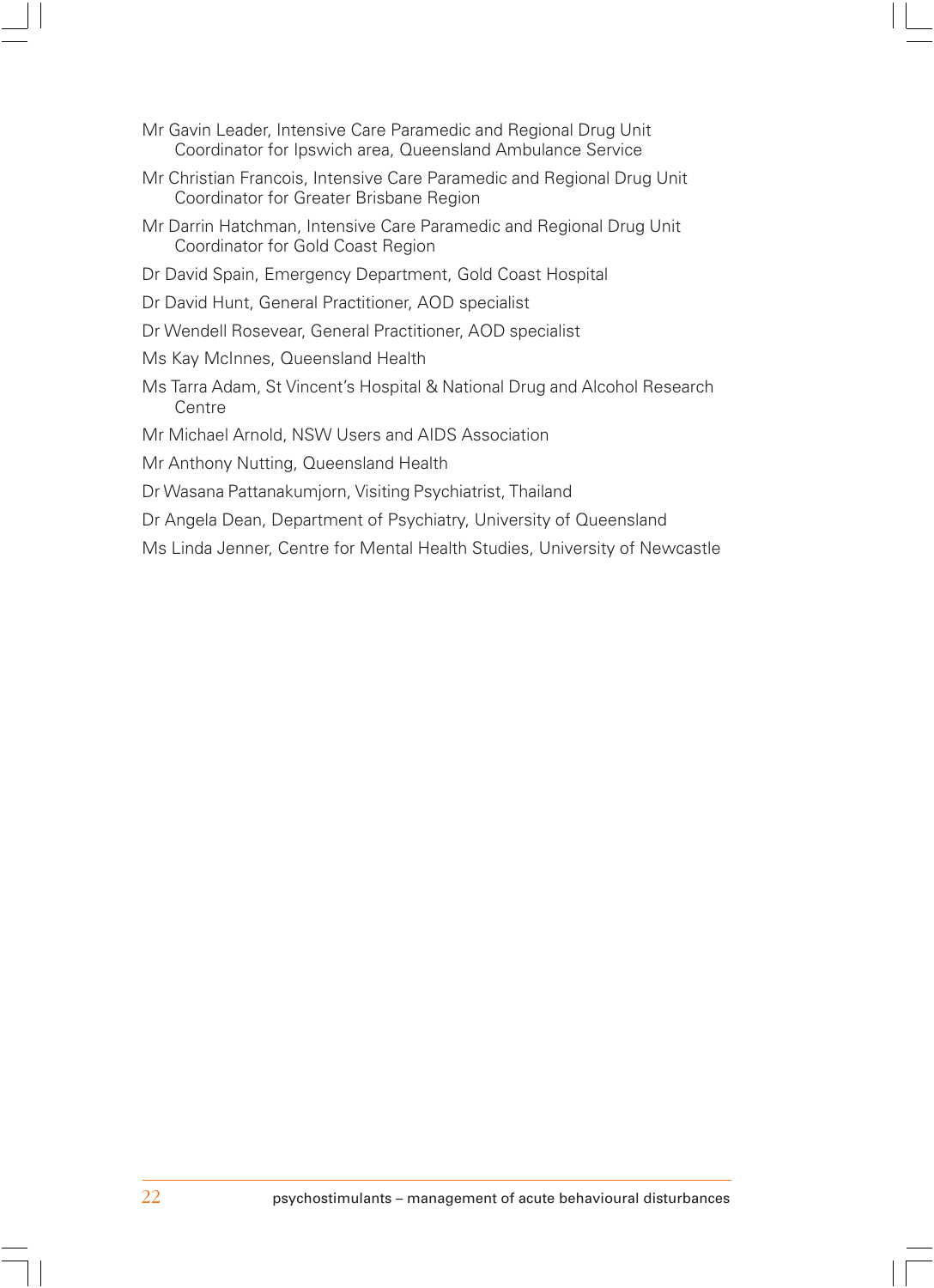Mr Gavin Leader, Intensive Care Paramedic and Regional Drug Unit Coordinator for Ipswich area, Queensland Ambulance Service

Mr Christian Francois, Intensive Care Paramedic and Regional Drug Unit Coordinator for Greater Brisbane Region

Mr Darrin Hatchman, Intensive Care Paramedic and Regional Drug Unit Coordinator for Gold Coast Region

Dr David Spain, Emergency Department, Gold Coast Hospital

Dr David Hunt, General Practitioner, AOD specialist

Dr Wendell Rosevear, General Practitioner, AOD specialist

Ms Kay McInnes, Queensland Health

Ms Tarra Adam, St Vincent's Hospital & National Drug and Alcohol Research Centre

Mr Michael Arnold, NSW Users and AIDS Association

Mr Anthony Nutting, Queensland Health

Dr Wasana Pattanakumjorn, Visiting Psychiatrist, Thailand

Dr Angela Dean, Department of Psychiatry, University of Queensland

Ms Linda Jenner, Centre for Mental Health Studies, University of Newcastle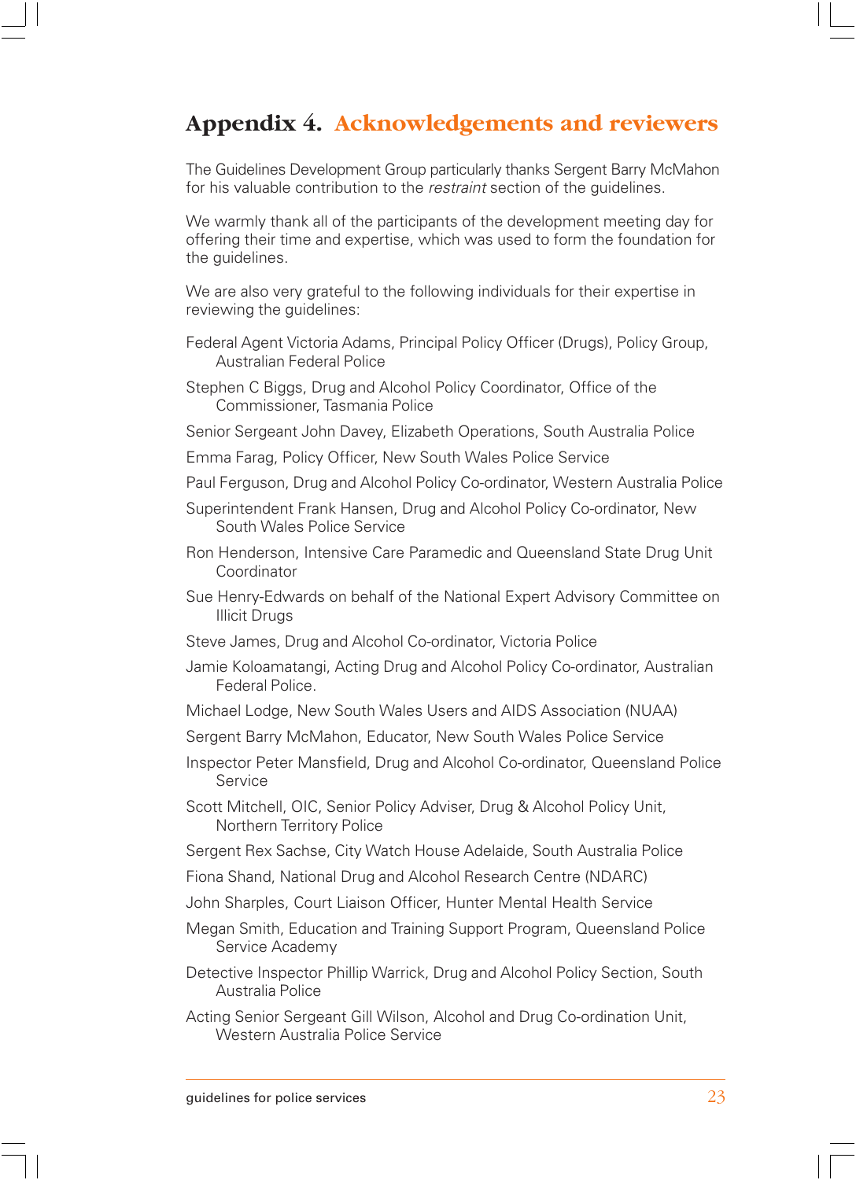# Appendix 4. Acknowledgements and reviewers

The Guidelines Development Group particularly thanks Sergent Barry McMahon for his valuable contribution to the *restraint* section of the guidelines.

We warmly thank all of the participants of the development meeting day for offering their time and expertise, which was used to form the foundation for the guidelines.

We are also very grateful to the following individuals for their expertise in reviewing the guidelines:

Federal Agent Victoria Adams, Principal Policy Officer (Drugs), Policy Group, Australian Federal Police

Stephen C Biggs, Drug and Alcohol Policy Coordinator, Office of the Commissioner, Tasmania Police

Senior Sergeant John Davey, Elizabeth Operations, South Australia Police

Emma Farag, Policy Officer, New South Wales Police Service

Paul Ferguson, Drug and Alcohol Policy Co-ordinator, Western Australia Police

Superintendent Frank Hansen, Drug and Alcohol Policy Co-ordinator, New South Wales Police Service

Ron Henderson, Intensive Care Paramedic and Queensland State Drug Unit Coordinator

Sue Henry-Edwards on behalf of the National Expert Advisory Committee on Illicit Drugs

Steve James, Drug and Alcohol Co-ordinator, Victoria Police

Jamie Koloamatangi, Acting Drug and Alcohol Policy Co-ordinator, Australian Federal Police.

Michael Lodge, New South Wales Users and AIDS Association (NUAA)

Sergent Barry McMahon, Educator, New South Wales Police Service

Inspector Peter Mansfield, Drug and Alcohol Co-ordinator, Queensland Police Service

Scott Mitchell, OIC, Senior Policy Adviser, Drug & Alcohol Policy Unit, Northern Territory Police

Sergent Rex Sachse, City Watch House Adelaide, South Australia Police

Fiona Shand, National Drug and Alcohol Research Centre (NDARC)

John Sharples, Court Liaison Officer, Hunter Mental Health Service

Megan Smith, Education and Training Support Program, Queensland Police Service Academy

Detective Inspector Phillip Warrick, Drug and Alcohol Policy Section, South Australia Police

Acting Senior Sergeant Gill Wilson, Alcohol and Drug Co-ordination Unit, Western Australia Police Service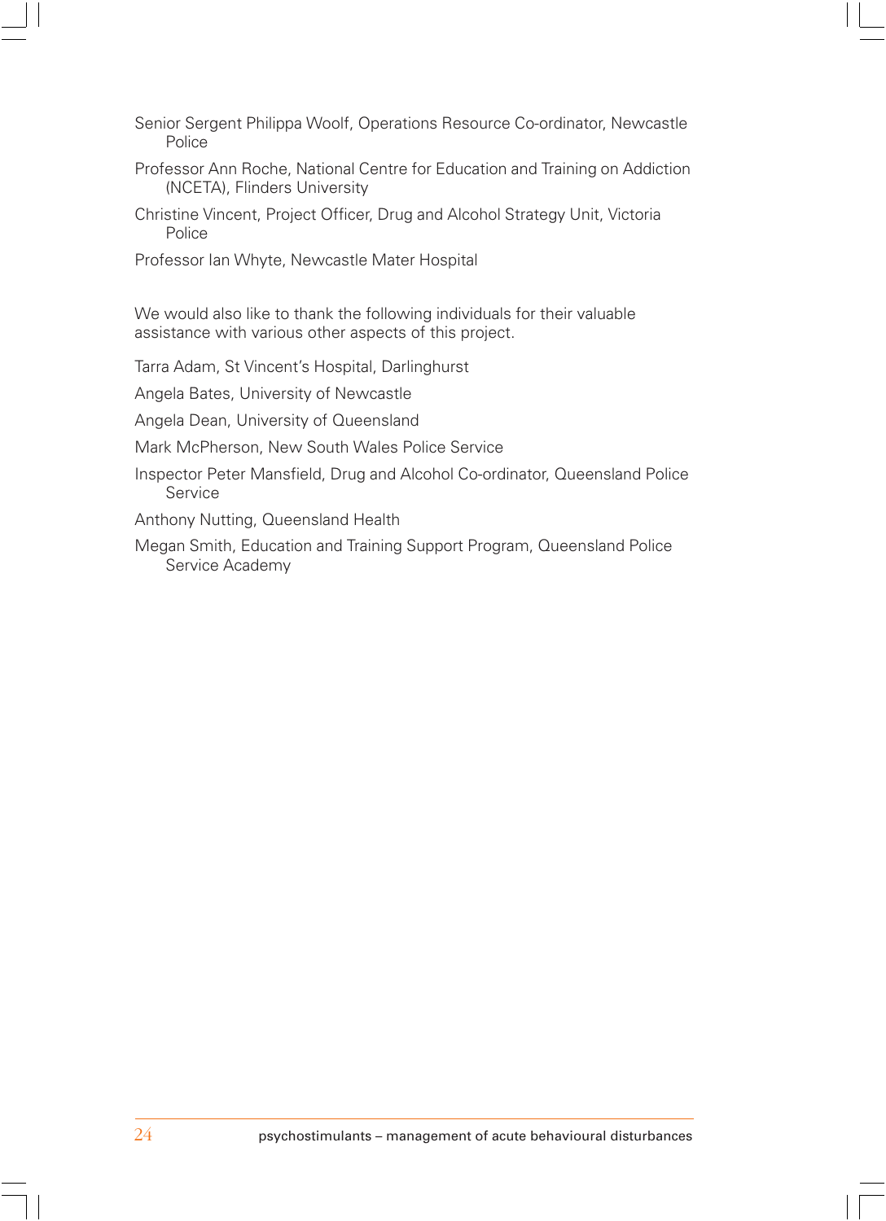Senior Sergent Philippa Woolf, Operations Resource Co-ordinator, Newcastle Police

Professor Ann Roche, National Centre for Education and Training on Addiction (NCETA), Flinders University

Christine Vincent, Project Officer, Drug and Alcohol Strategy Unit, Victoria Police

Professor Ian Whyte, Newcastle Mater Hospital

We would also like to thank the following individuals for their valuable assistance with various other aspects of this project.

Tarra Adam, St Vincent's Hospital, Darlinghurst

Angela Bates, University of Newcastle

Angela Dean, University of Queensland

Mark McPherson, New South Wales Police Service

Inspector Peter Mansfield, Drug and Alcohol Co-ordinator, Queensland Police Service

Anthony Nutting, Queensland Health

Megan Smith, Education and Training Support Program, Queensland Police Service Academy